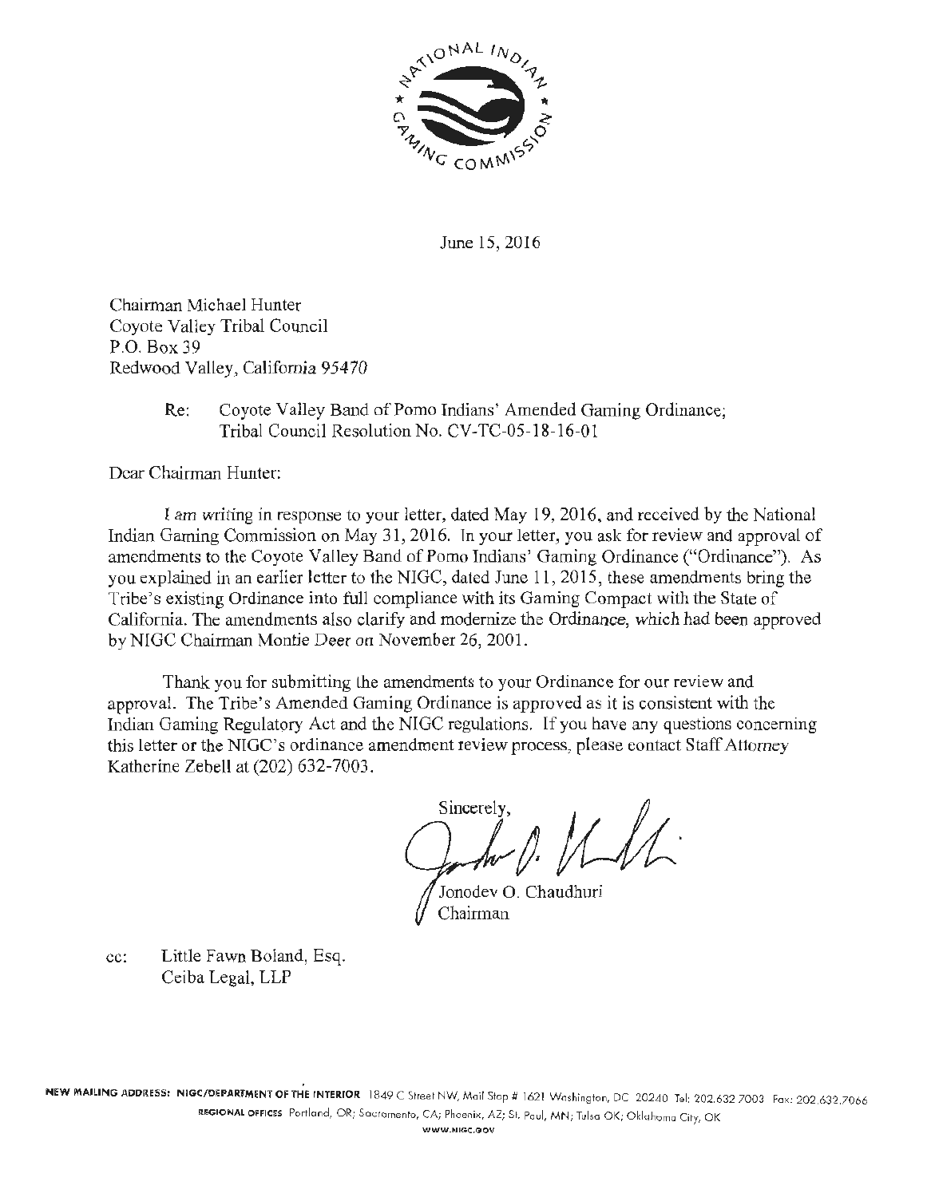June 15, 2016

Chairman Michael Hunter
Coyote Valley Tribal Council
P.O. Box 39
Redwood Valley, California 95470

Re: Coyote Valley Band of Pomo Indians' Amended Gaming Ordinance; Tribal Council Resolution No. CV-TC-05-18-16-01

Dear Chairman Hunter:

I am writing in response to your letter, dated May 19, 2016, and received by the National Indian Gaming Commission on May 31, 2016. In your letter, you ask for review and approval of amendments to the Coyote Valley Band of Pomo Indians' Gaming Ordinance ("Ordinance"). As you explained in an earlier letter to the NIGC, dated June 11, 2015, these amendments bring the Tribe's existing Ordinance into full compliance with its Gaming Compact with the State of California. The amendments also clarify and modernize the Ordinance, which had been approved by NIGC Chairman Montie Deer on November 26, 2001.

Thank you for submitting the amendments to your Ordinance for our review and approval. The Tribe's Amended Gaming Ordinance is approved as it is consistent with the Indian Gaming Regulatory Act and the NIGC regulations. If you have any questions concerning this letter or the NIGC's ordinance amendment review process, please contact Staff Attorney Katherine Zebell at (202) 632-7003.

Sincerely,

Jonodev O. Chaudhuri
Chairman

cc: Little Fawn Boland, Esq.
Ceiba Legal, LLP

NEW MAILING ADDRESS: NIGC/DEPARTMENT OF THE INTERIOR 1849 C Street NW, Mail Stop # 1621 Washington, DC 20240 Tel: 202.632.7003 Fax: 202.632.7066
REGIONAL OFFICES Portland, OR; Sacramento, CA; Phoenix, AZ; St. Paul, MN; Tulsa OK; Oklahoma City, OK
WWW.NIGC.GOV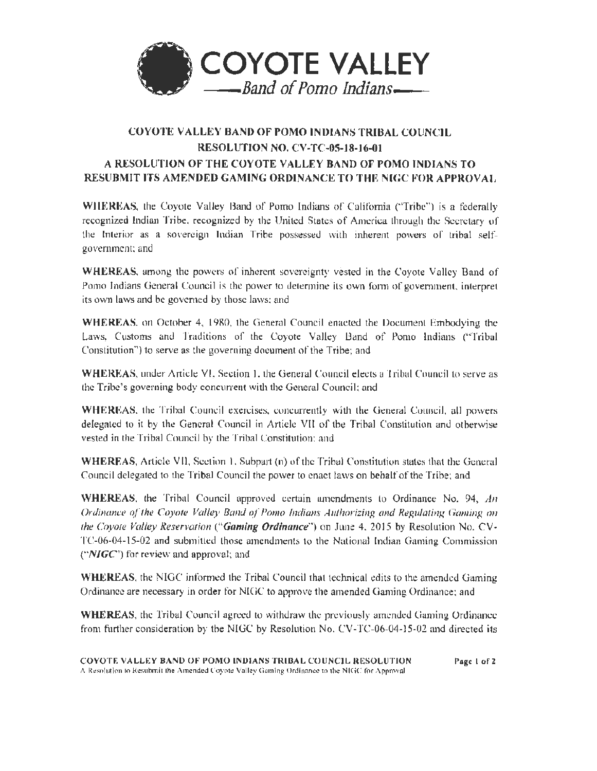# COYOTE VALLEY
## *Band of Pomo Indians*

## COYOTE VALLEY BAND OF POMO INDIANS TRIBAL COUNCIL RESOLUTION NO. CV-TC-05-18-16-01 A RESOLUTION OF THE COYOTE VALLEY BAND OF POMO INDIANS TO RESUBMIT ITS AMENDED GAMING ORDINANCE TO THE NIGC FOR APPROVAL

**WHEREAS**, the Coyote Valley Band of Pomo Indians of California ("Tribe") is a federally recognized Indian Tribe, recognized by the United States of America through the Secretary of the Interior as a sovereign Indian Tribe possessed with inherent powers of tribal self-government; and

**WHEREAS**, among the powers of inherent sovereignty vested in the Coyote Valley Band of Pomo Indians General Council is the power to determine its own form of government, interpret its own laws and be governed by those laws; and

**WHEREAS**, on October 4, 1980, the General Council enacted the Document Embodying the Laws, Customs and Traditions of the Coyote Valley Band of Pomo Indians ("Tribal Constitution") to serve as the governing document of the Tribe; and

**WHEREAS**, under Article VI, Section 1, the General Council elects a Tribal Council to serve as the Tribe's governing body concurrent with the General Council; and

**WHEREAS**, the Tribal Council exercises, concurrently with the General Council, all powers delegated to it by the General Council in Article VII of the Tribal Constitution and otherwise vested in the Tribal Council by the Tribal Constitution; and

**WHEREAS**, Article VII, Section 1, Subpart (n) of the Tribal Constitution states that the General Council delegated to the Tribal Council the power to enact laws on behalf of the Tribe; and

**WHEREAS**, the Tribal Council approved certain amendments to Ordinance No. 94, *An Ordinance of the Coyote Valley Band of Pomo Indians Authorizing and Regulating Gaming on the Coyote Valley Reservation* ("***Gaming Ordinance***") on June 4, 2015 by Resolution No. CV-TC-06-04-15-02 and submitted those amendments to the National Indian Gaming Commission ("***NIGC***") for review and approval; and

**WHEREAS**, the NIGC informed the Tribal Council that technical edits to the amended Gaming Ordinance are necessary in order for NIGC to approve the amended Gaming Ordinance; and

**WHEREAS**, the Tribal Council agreed to withdraw the previously amended Gaming Ordinance from further consideration by the NIGC by Resolution No. CV-TC-06-04-15-02 and directed its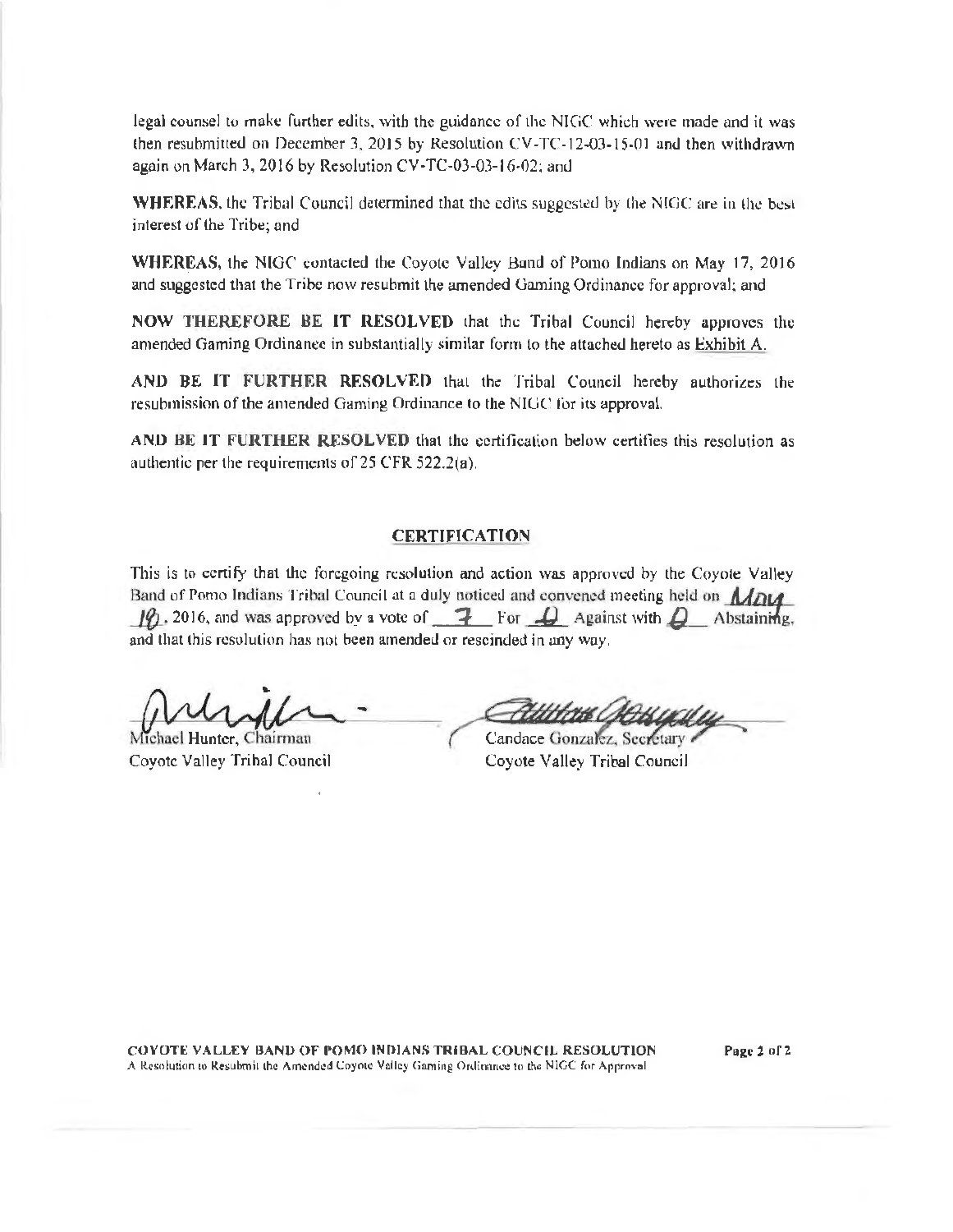legal counsel to make further edits, with the guidance of the NIGC which were made and it was then resubmitted on December 3, 2015 by Resolution CV-TC-12-03-15-01 and then withdrawn again on March 3, 2016 by Resolution CV-TC-03-03-16-02; and

**WHEREAS**, the Tribal Council determined that the edits suggested by the NIGC are in the best interest of the Tribe; and

**WHEREAS**, the NIGC contacted the Coyote Valley Band of Pomo Indians on May 17, 2016 and suggested that the Tribe now resubmit the amended Gaming Ordinance for approval; and

**NOW THEREFORE BE IT RESOLVED** that the Tribal Council hereby approves the amended Gaming Ordinance in substantially similar form to the attached hereto as Exhibit A.

**AND BE IT FURTHER RESOLVED** that the Tribal Council hereby authorizes the resubmission of the amended Gaming Ordinance to the NIGC for its approval.

**AND BE IT FURTHER RESOLVED** that the certification below certifies this resolution as authentic per the requirements of 25 CFR 522.2(a).

## CERTIFICATION

This is to certify that the foregoing resolution and action was approved by the Coyote Valley Band of Pomo Indians Tribal Council at a duly noticed and convened meeting held on May 19, 2016, and was approved by a vote of 7 For 0 Against with 0 Abstaining, and that this resolution has not been amended or rescinded in any way.

Michael Hunter, Chairman
Coyote Valley Tribal Council

Candace Gonzalez, Secretary
Coyote Valley Tribal Council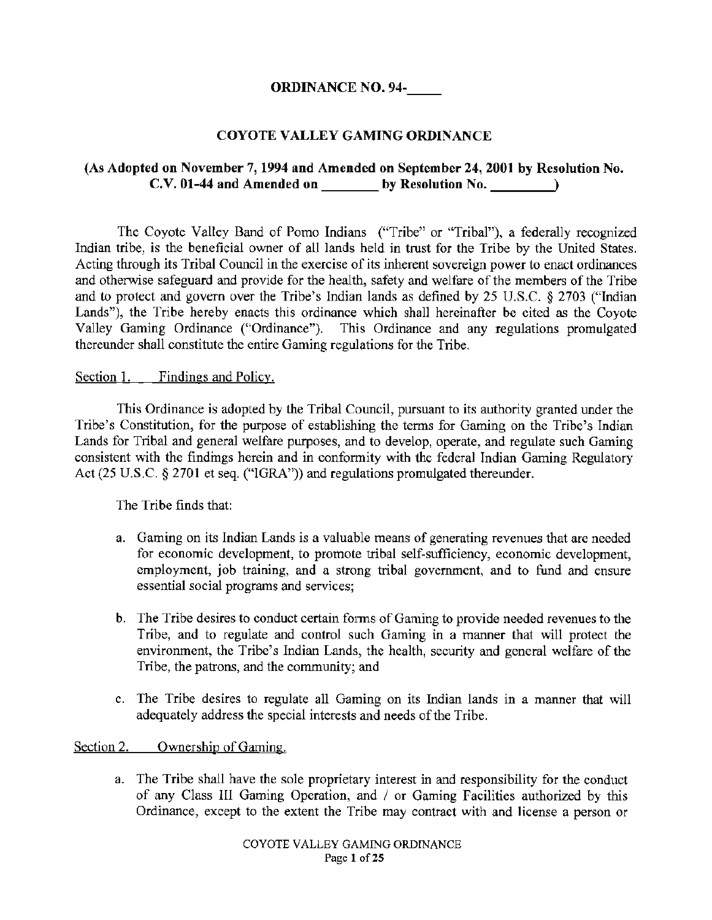**ORDINANCE NO. 94-\_\_\_\_\_**

# COYOTE VALLEY GAMING ORDINANCE

**(As Adopted on November 7, 1994 and Amended on September 24, 2001 by Resolution No. C.V. 01-44 and Amended on \_\_\_\_\_\_\_\_ by Resolution No. \_\_\_\_\_\_\_\_\_)**

The Coyote Valley Band of Pomo Indians ("Tribe" or "Tribal"), a federally recognized Indian tribe, is the beneficial owner of all lands held in trust for the Tribe by the United States. Acting through its Tribal Council in the exercise of its inherent sovereign power to enact ordinances and otherwise safeguard and provide for the health, safety and welfare of the members of the Tribe and to protect and govern over the Tribe's Indian lands as defined by 25 U.S.C. § 2703 ("Indian Lands"), the Tribe hereby enacts this ordinance which shall hereinafter be cited as the Coyote Valley Gaming Ordinance ("Ordinance"). This Ordinance and any regulations promulgated thereunder shall constitute the entire Gaming regulations for the Tribe.

Section 1. Findings and Policy.

This Ordinance is adopted by the Tribal Council, pursuant to its authority granted under the Tribe's Constitution, for the purpose of establishing the terms for Gaming on the Tribe's Indian Lands for Tribal and general welfare purposes, and to develop, operate, and regulate such Gaming consistent with the findings herein and in conformity with the federal Indian Gaming Regulatory Act (25 U.S.C. § 2701 et seq. ("IGRA")) and regulations promulgated thereunder.

The Tribe finds that:

a. Gaming on its Indian Lands is a valuable means of generating revenues that are needed for economic development, to promote tribal self-sufficiency, economic development, employment, job training, and a strong tribal government, and to fund and ensure essential social programs and services;

b. The Tribe desires to conduct certain forms of Gaming to provide needed revenues to the Tribe, and to regulate and control such Gaming in a manner that will protect the environment, the Tribe's Indian Lands, the health, security and general welfare of the Tribe, the patrons, and the community; and

c. The Tribe desires to regulate all Gaming on its Indian lands in a manner that will adequately address the special interests and needs of the Tribe.

Section 2. Ownership of Gaming.

a. The Tribe shall have the sole proprietary interest in and responsibility for the conduct of any Class III Gaming Operation, and / or Gaming Facilities authorized by this Ordinance, except to the extent the Tribe may contract with and license a person or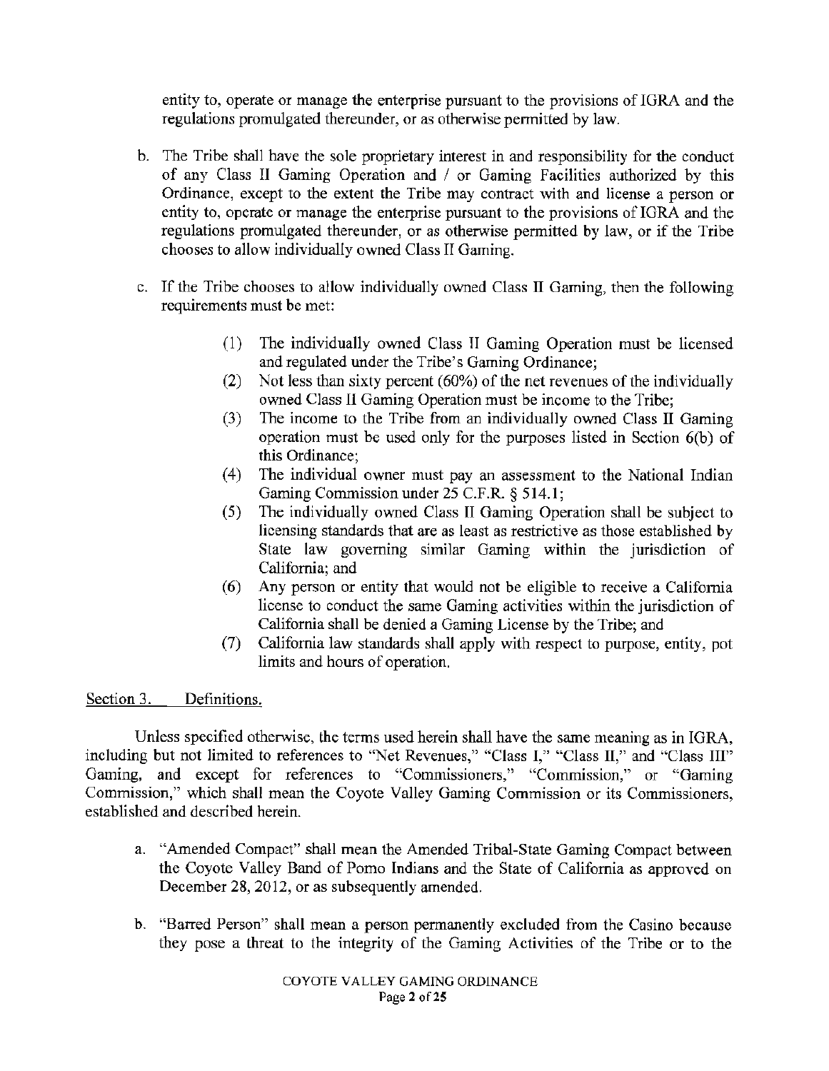entity to, operate or manage the enterprise pursuant to the provisions of IGRA and the regulations promulgated thereunder, or as otherwise permitted by law.

b. The Tribe shall have the sole proprietary interest in and responsibility for the conduct of any Class II Gaming Operation and / or Gaming Facilities authorized by this Ordinance, except to the extent the Tribe may contract with and license a person or entity to, operate or manage the enterprise pursuant to the provisions of IGRA and the regulations promulgated thereunder, or as otherwise permitted by law, or if the Tribe chooses to allow individually owned Class II Gaming.

c. If the Tribe chooses to allow individually owned Class II Gaming, then the following requirements must be met:

   (1) The individually owned Class II Gaming Operation must be licensed and regulated under the Tribe's Gaming Ordinance;
   (2) Not less than sixty percent (60%) of the net revenues of the individually owned Class II Gaming Operation must be income to the Tribe;
   (3) The income to the Tribe from an individually owned Class II Gaming operation must be used only for the purposes listed in Section 6(b) of this Ordinance;
   (4) The individual owner must pay an assessment to the National Indian Gaming Commission under 25 C.F.R. § 514.1;
   (5) The individually owned Class II Gaming Operation shall be subject to licensing standards that are as least as restrictive as those established by State law governing similar Gaming within the jurisdiction of California; and
   (6) Any person or entity that would not be eligible to receive a California license to conduct the same Gaming activities within the jurisdiction of California shall be denied a Gaming License by the Tribe; and
   (7) California law standards shall apply with respect to purpose, entity, pot limits and hours of operation.

Section 3. Definitions.

Unless specified otherwise, the terms used herein shall have the same meaning as in IGRA, including but not limited to references to "Net Revenues," "Class I," "Class II," and "Class III" Gaming, and except for references to "Commissioners," "Commission," or "Gaming Commission," which shall mean the Coyote Valley Gaming Commission or its Commissioners, established and described herein.

a. "Amended Compact" shall mean the Amended Tribal-State Gaming Compact between the Coyote Valley Band of Pomo Indians and the State of California as approved on December 28, 2012, or as subsequently amended.

b. "Barred Person" shall mean a person permanently excluded from the Casino because they pose a threat to the integrity of the Gaming Activities of the Tribe or to the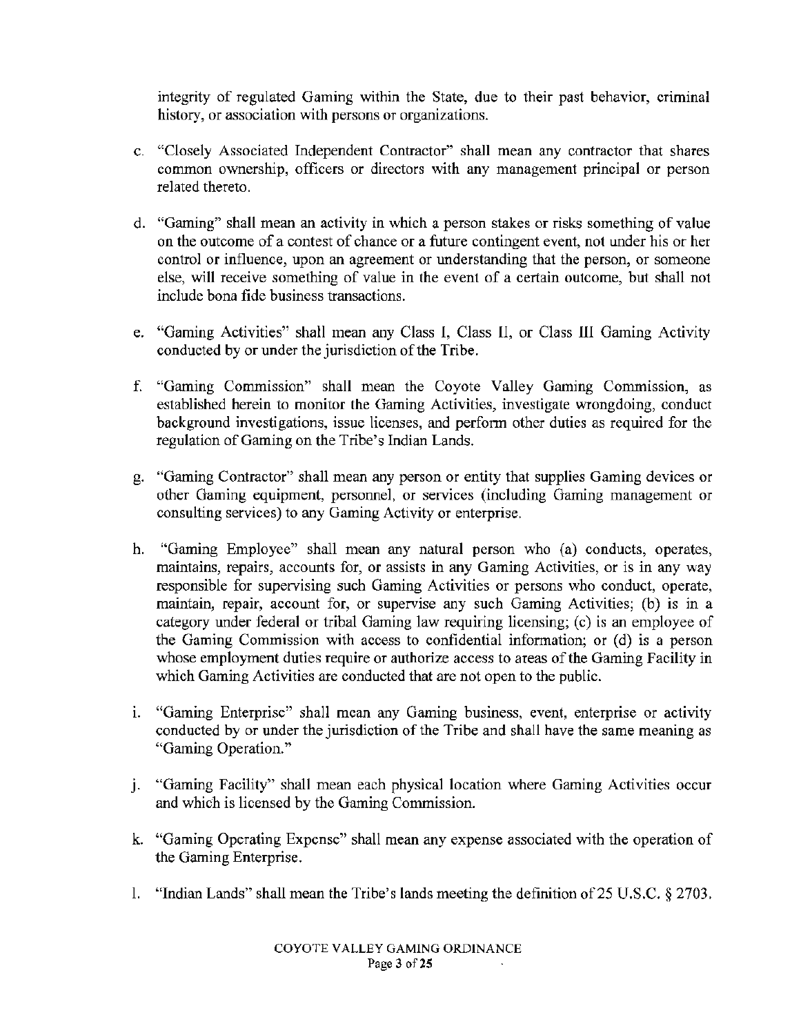integrity of regulated Gaming within the State, due to their past behavior, criminal history, or association with persons or organizations.

c. "Closely Associated Independent Contractor" shall mean any contractor that shares common ownership, officers or directors with any management principal or person related thereto.

d. "Gaming" shall mean an activity in which a person stakes or risks something of value on the outcome of a contest of chance or a future contingent event, not under his or her control or influence, upon an agreement or understanding that the person, or someone else, will receive something of value in the event of a certain outcome, but shall not include bona fide business transactions.

e. "Gaming Activities" shall mean any Class I, Class II, or Class III Gaming Activity conducted by or under the jurisdiction of the Tribe.

f. "Gaming Commission" shall mean the Coyote Valley Gaming Commission, as established herein to monitor the Gaming Activities, investigate wrongdoing, conduct background investigations, issue licenses, and perform other duties as required for the regulation of Gaming on the Tribe's Indian Lands.

g. "Gaming Contractor" shall mean any person or entity that supplies Gaming devices or other Gaming equipment, personnel, or services (including Gaming management or consulting services) to any Gaming Activity or enterprise.

h. "Gaming Employee" shall mean any natural person who (a) conducts, operates, maintains, repairs, accounts for, or assists in any Gaming Activities, or is in any way responsible for supervising such Gaming Activities or persons who conduct, operate, maintain, repair, account for, or supervise any such Gaming Activities; (b) is in a category under federal or tribal Gaming law requiring licensing; (c) is an employee of the Gaming Commission with access to confidential information; or (d) is a person whose employment duties require or authorize access to areas of the Gaming Facility in which Gaming Activities are conducted that are not open to the public.

i. "Gaming Enterprise" shall mean any Gaming business, event, enterprise or activity conducted by or under the jurisdiction of the Tribe and shall have the same meaning as "Gaming Operation."

j. "Gaming Facility" shall mean each physical location where Gaming Activities occur and which is licensed by the Gaming Commission.

k. "Gaming Operating Expense" shall mean any expense associated with the operation of the Gaming Enterprise.

l. "Indian Lands" shall mean the Tribe's lands meeting the definition of 25 U.S.C. § 2703.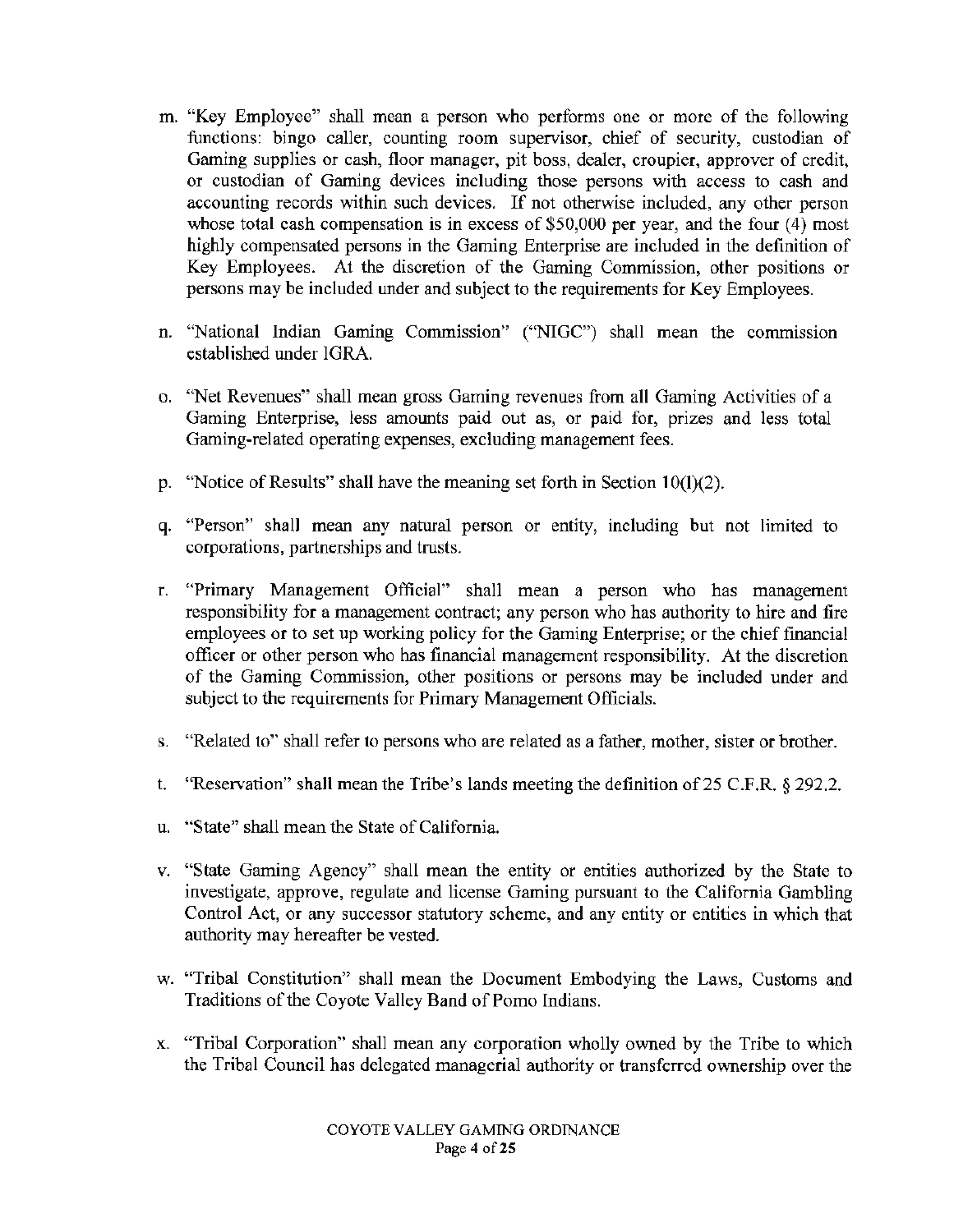m. "Key Employee" shall mean a person who performs one or more of the following functions: bingo caller, counting room supervisor, chief of security, custodian of Gaming supplies or cash, floor manager, pit boss, dealer, croupier, approver of credit, or custodian of Gaming devices including those persons with access to cash and accounting records within such devices. If not otherwise included, any other person whose total cash compensation is in excess of $50,000 per year, and the four (4) most highly compensated persons in the Gaming Enterprise are included in the definition of Key Employees. At the discretion of the Gaming Commission, other positions or persons may be included under and subject to the requirements for Key Employees.

n. "National Indian Gaming Commission" ("NIGC") shall mean the commission established under IGRA.

o. "Net Revenues" shall mean gross Gaming revenues from all Gaming Activities of a Gaming Enterprise, less amounts paid out as, or paid for, prizes and less total Gaming-related operating expenses, excluding management fees.

p. "Notice of Results" shall have the meaning set forth in Section 10(I)(2).

q. "Person" shall mean any natural person or entity, including but not limited to corporations, partnerships and trusts.

r. "Primary Management Official" shall mean a person who has management responsibility for a management contract; any person who has authority to hire and fire employees or to set up working policy for the Gaming Enterprise; or the chief financial officer or other person who has financial management responsibility. At the discretion of the Gaming Commission, other positions or persons may be included under and subject to the requirements for Primary Management Officials.

s. "Related to" shall refer to persons who are related as a father, mother, sister or brother.

t. "Reservation" shall mean the Tribe's lands meeting the definition of 25 C.F.R. § 292.2.

u. "State" shall mean the State of California.

v. "State Gaming Agency" shall mean the entity or entities authorized by the State to investigate, approve, regulate and license Gaming pursuant to the California Gambling Control Act, or any successor statutory scheme, and any entity or entities in which that authority may hereafter be vested.

w. "Tribal Constitution" shall mean the Document Embodying the Laws, Customs and Traditions of the Coyote Valley Band of Pomo Indians.

x. "Tribal Corporation" shall mean any corporation wholly owned by the Tribe to which the Tribal Council has delegated managerial authority or transferred ownership over the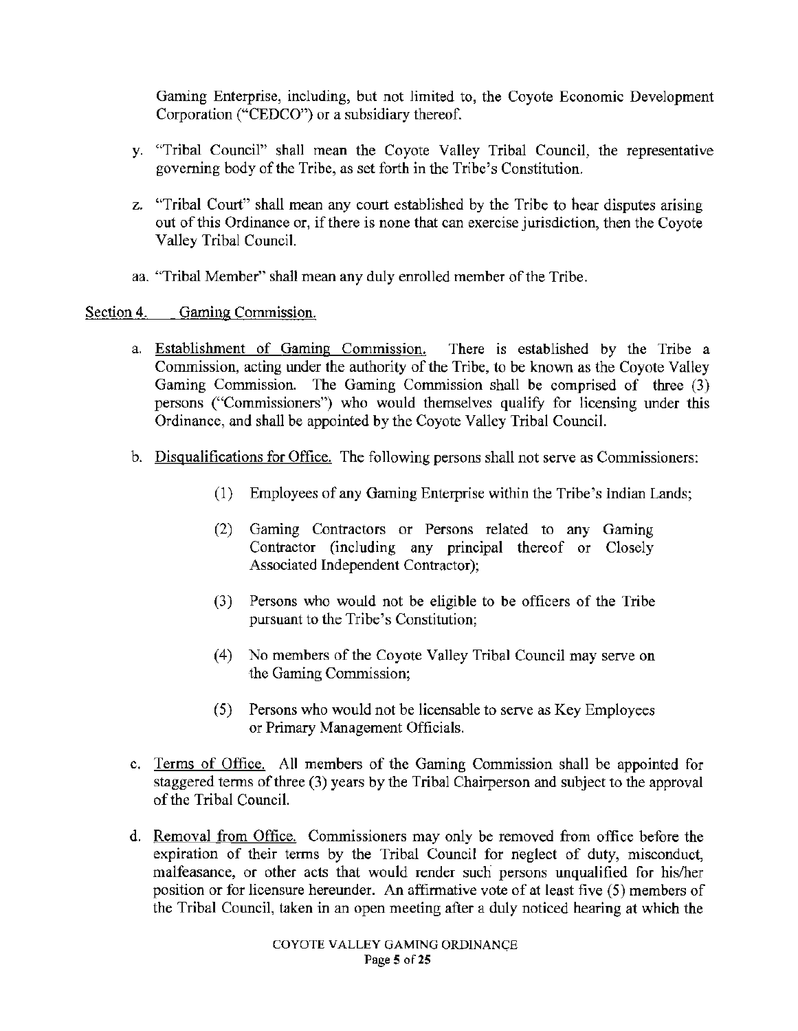Gaming Enterprise, including, but not limited to, the Coyote Economic Development Corporation ("CEDCO") or a subsidiary thereof.

y. "Tribal Council" shall mean the Coyote Valley Tribal Council, the representative governing body of the Tribe, as set forth in the Tribe's Constitution.

z. "Tribal Court" shall mean any court established by the Tribe to hear disputes arising out of this Ordinance or, if there is none that can exercise jurisdiction, then the Coyote Valley Tribal Council.

aa. "Tribal Member" shall mean any duly enrolled member of the Tribe.

## Section 4. Gaming Commission.

a. Establishment of Gaming Commission. There is established by the Tribe a Commission, acting under the authority of the Tribe, to be known as the Coyote Valley Gaming Commission. The Gaming Commission shall be comprised of three (3) persons ("Commissioners") who would themselves qualify for licensing under this Ordinance, and shall be appointed by the Coyote Valley Tribal Council.

b. Disqualifications for Office. The following persons shall not serve as Commissioners:

   (1) Employees of any Gaming Enterprise within the Tribe's Indian Lands;

   (2) Gaming Contractors or Persons related to any Gaming Contractor (including any principal thereof or Closely Associated Independent Contractor);

   (3) Persons who would not be eligible to be officers of the Tribe pursuant to the Tribe's Constitution;

   (4) No members of the Coyote Valley Tribal Council may serve on the Gaming Commission;

   (5) Persons who would not be licensable to serve as Key Employees or Primary Management Officials.

c. Terms of Office. All members of the Gaming Commission shall be appointed for staggered terms of three (3) years by the Tribal Chairperson and subject to the approval of the Tribal Council.

d. Removal from Office. Commissioners may only be removed from office before the expiration of their terms by the Tribal Council for neglect of duty, misconduct, malfeasance, or other acts that would render such persons unqualified for his/her position or for licensure hereunder. An affirmative vote of at least five (5) members of the Tribal Council, taken in an open meeting after a duly noticed hearing at which the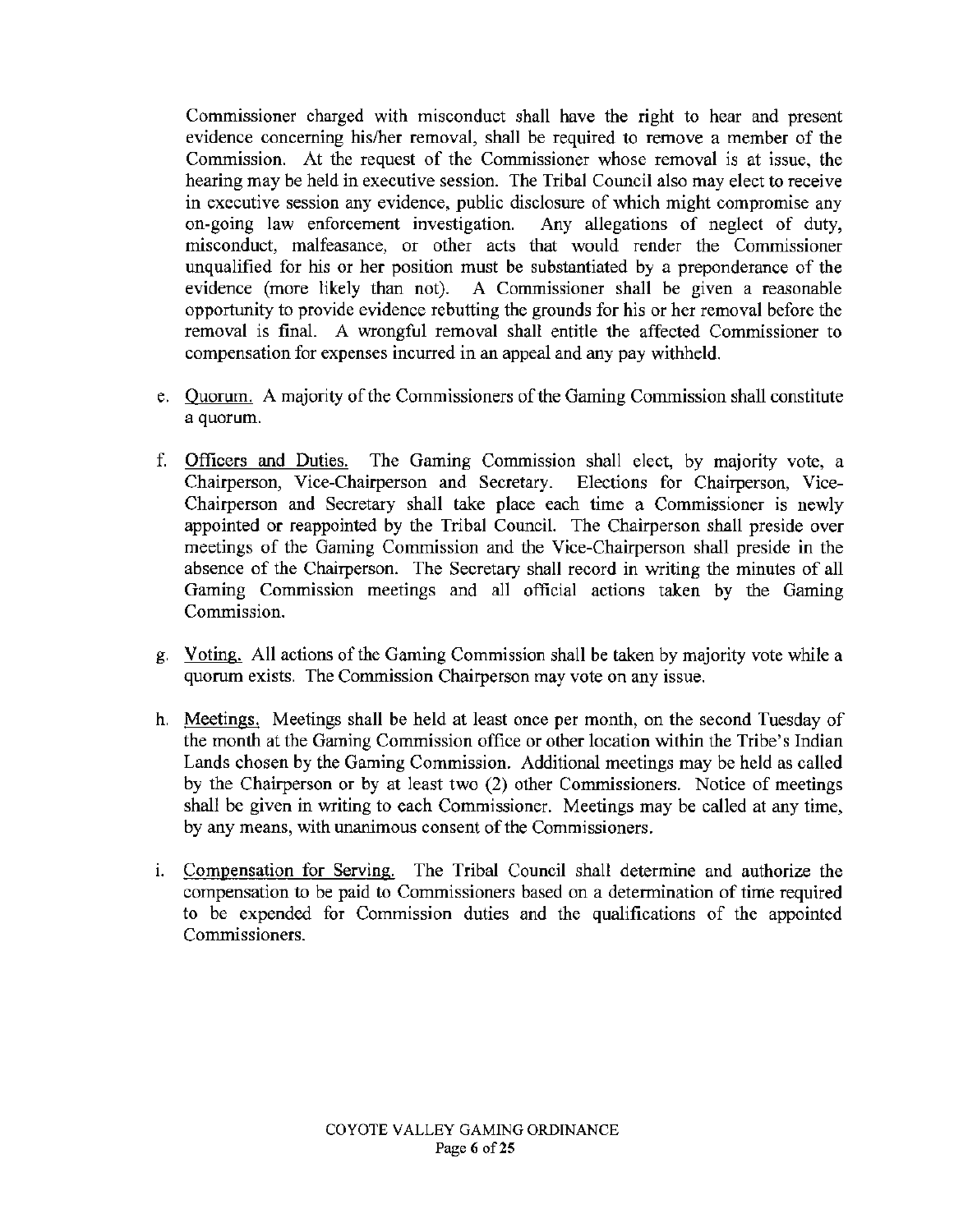Commissioner charged with misconduct shall have the right to hear and present evidence concerning his/her removal, shall be required to remove a member of the Commission. At the request of the Commissioner whose removal is at issue, the hearing may be held in executive session. The Tribal Council also may elect to receive in executive session any evidence, public disclosure of which might compromise any on-going law enforcement investigation. Any allegations of neglect of duty, misconduct, malfeasance, or other acts that would render the Commissioner unqualified for his or her position must be substantiated by a preponderance of the evidence (more likely than not). A Commissioner shall be given a reasonable opportunity to provide evidence rebutting the grounds for his or her removal before the removal is final. A wrongful removal shall entitle the affected Commissioner to compensation for expenses incurred in an appeal and any pay withheld.

e. Quorum. A majority of the Commissioners of the Gaming Commission shall constitute a quorum.

f. Officers and Duties. The Gaming Commission shall elect, by majority vote, a Chairperson, Vice-Chairperson and Secretary. Elections for Chairperson, Vice-Chairperson and Secretary shall take place each time a Commissioner is newly appointed or reappointed by the Tribal Council. The Chairperson shall preside over meetings of the Gaming Commission and the Vice-Chairperson shall preside in the absence of the Chairperson. The Secretary shall record in writing the minutes of all Gaming Commission meetings and all official actions taken by the Gaming Commission.

g. Voting. All actions of the Gaming Commission shall be taken by majority vote while a quorum exists. The Commission Chairperson may vote on any issue.

h. Meetings. Meetings shall be held at least once per month, on the second Tuesday of the month at the Gaming Commission office or other location within the Tribe's Indian Lands chosen by the Gaming Commission. Additional meetings may be held as called by the Chairperson or by at least two (2) other Commissioners. Notice of meetings shall be given in writing to each Commissioner. Meetings may be called at any time, by any means, with unanimous consent of the Commissioners.

i. Compensation for Serving. The Tribal Council shall determine and authorize the compensation to be paid to Commissioners based on a determination of time required to be expended for Commission duties and the qualifications of the appointed Commissioners.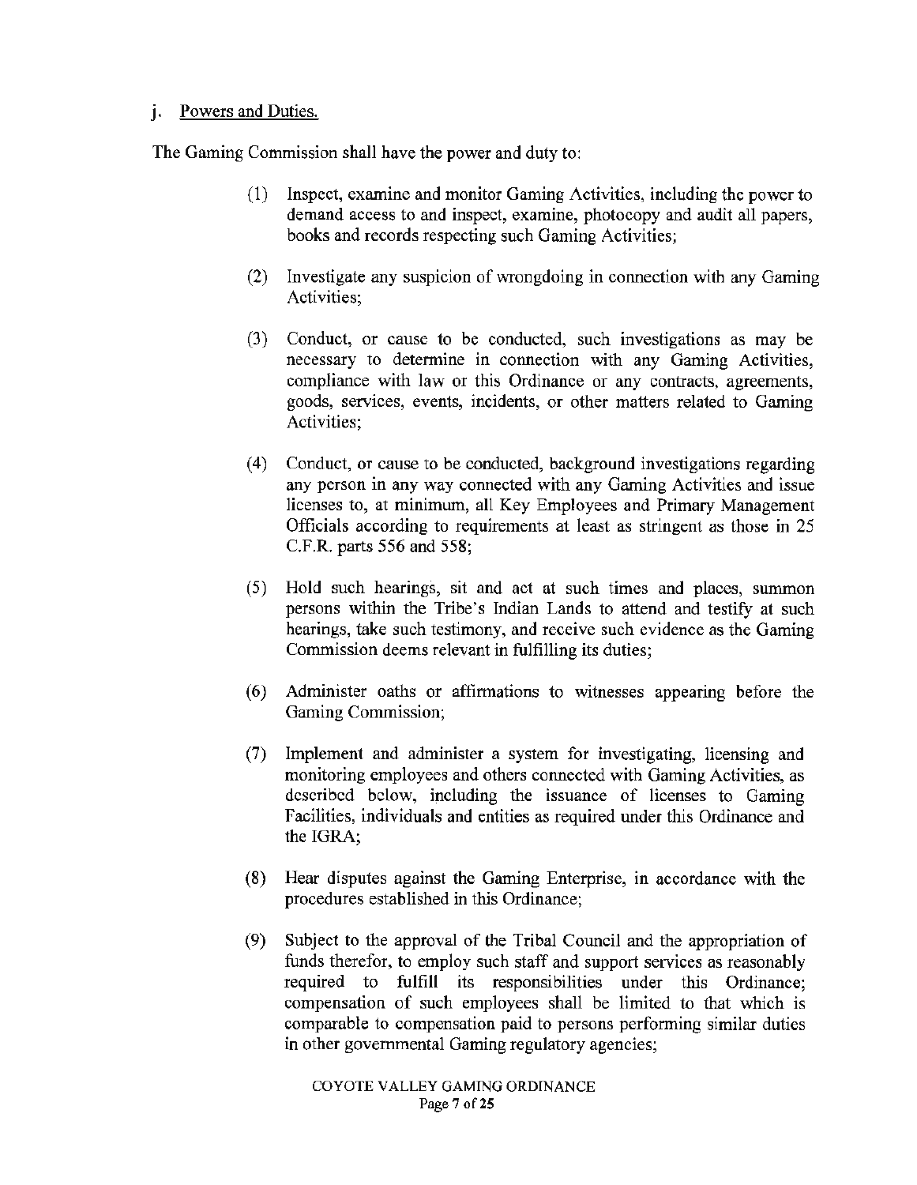j. Powers and Duties.

The Gaming Commission shall have the power and duty to:

(1) Inspect, examine and monitor Gaming Activities, including the power to demand access to and inspect, examine, photocopy and audit all papers, books and records respecting such Gaming Activities;

(2) Investigate any suspicion of wrongdoing in connection with any Gaming Activities;

(3) Conduct, or cause to be conducted, such investigations as may be necessary to determine in connection with any Gaming Activities, compliance with law or this Ordinance or any contracts, agreements, goods, services, events, incidents, or other matters related to Gaming Activities;

(4) Conduct, or cause to be conducted, background investigations regarding any person in any way connected with any Gaming Activities and issue licenses to, at minimum, all Key Employees and Primary Management Officials according to requirements at least as stringent as those in 25 C.F.R. parts 556 and 558;

(5) Hold such hearings, sit and act at such times and places, summon persons within the Tribe's Indian Lands to attend and testify at such hearings, take such testimony, and receive such evidence as the Gaming Commission deems relevant in fulfilling its duties;

(6) Administer oaths or affirmations to witnesses appearing before the Gaming Commission;

(7) Implement and administer a system for investigating, licensing and monitoring employees and others connected with Gaming Activities, as described below, including the issuance of licenses to Gaming Facilities, individuals and entities as required under this Ordinance and the IGRA;

(8) Hear disputes against the Gaming Enterprise, in accordance with the procedures established in this Ordinance;

(9) Subject to the approval of the Tribal Council and the appropriation of funds therefor, to employ such staff and support services as reasonably required to fulfill its responsibilities under this Ordinance; compensation of such employees shall be limited to that which is comparable to compensation paid to persons performing similar duties in other governmental Gaming regulatory agencies;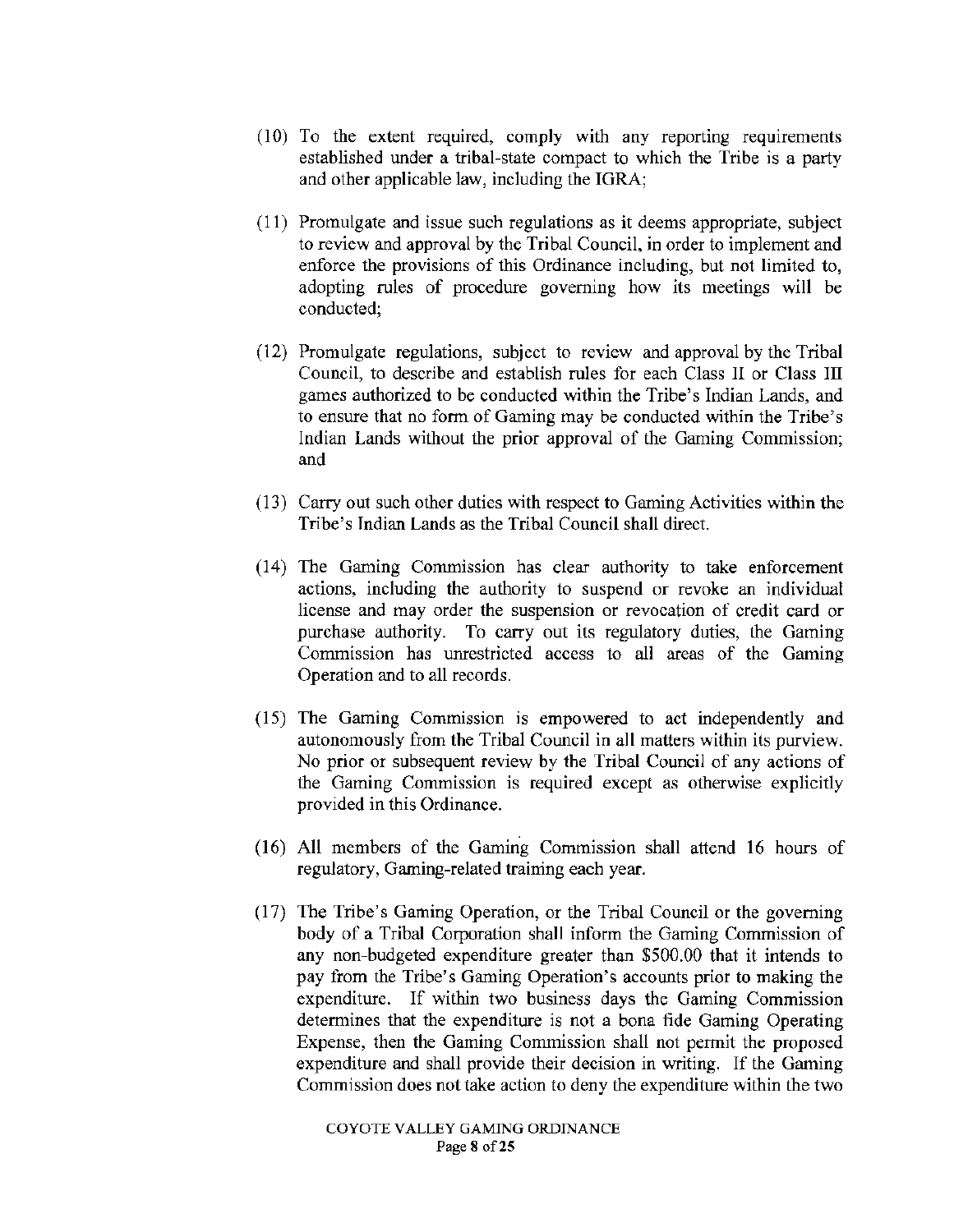(10) To the extent required, comply with any reporting requirements established under a tribal-state compact to which the Tribe is a party and other applicable law, including the IGRA;

(11) Promulgate and issue such regulations as it deems appropriate, subject to review and approval by the Tribal Council, in order to implement and enforce the provisions of this Ordinance including, but not limited to, adopting rules of procedure governing how its meetings will be conducted;

(12) Promulgate regulations, subject to review and approval by the Tribal Council, to describe and establish rules for each Class II or Class III games authorized to be conducted within the Tribe's Indian Lands, and to ensure that no form of Gaming may be conducted within the Tribe's Indian Lands without the prior approval of the Gaming Commission; and

(13) Carry out such other duties with respect to Gaming Activities within the Tribe's Indian Lands as the Tribal Council shall direct.

(14) The Gaming Commission has clear authority to take enforcement actions, including the authority to suspend or revoke an individual license and may order the suspension or revocation of credit card or purchase authority. To carry out its regulatory duties, the Gaming Commission has unrestricted access to all areas of the Gaming Operation and to all records.

(15) The Gaming Commission is empowered to act independently and autonomously from the Tribal Council in all matters within its purview. No prior or subsequent review by the Tribal Council of any actions of the Gaming Commission is required except as otherwise explicitly provided in this Ordinance.

(16) All members of the Gaming Commission shall attend 16 hours of regulatory, Gaming-related training each year.

(17) The Tribe's Gaming Operation, or the Tribal Council or the governing body of a Tribal Corporation shall inform the Gaming Commission of any non-budgeted expenditure greater than $500.00 that it intends to pay from the Tribe's Gaming Operation's accounts prior to making the expenditure. If within two business days the Gaming Commission determines that the expenditure is not a bona fide Gaming Operating Expense, then the Gaming Commission shall not permit the proposed expenditure and shall provide their decision in writing. If the Gaming Commission does not take action to deny the expenditure within the two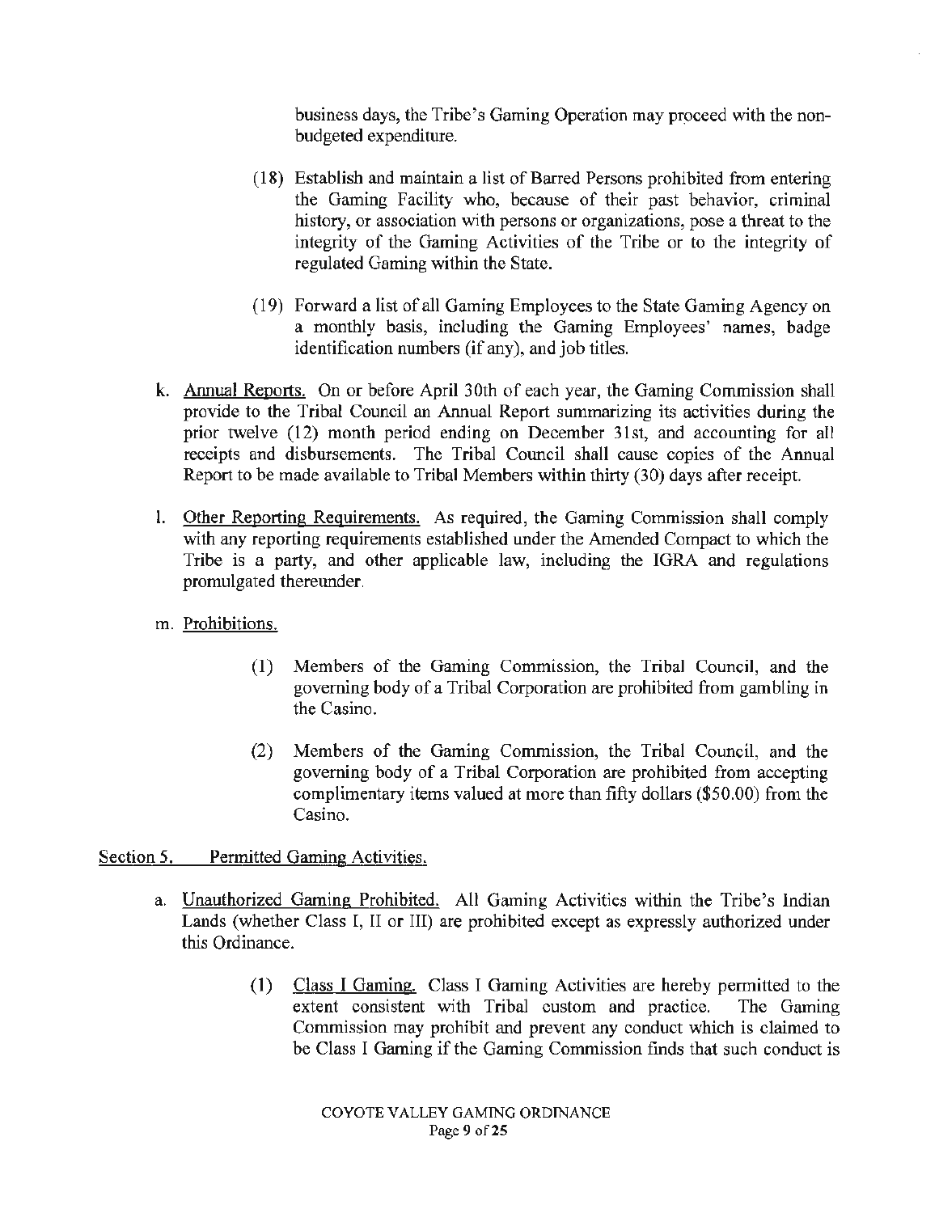business days, the Tribe's Gaming Operation may proceed with the non-budgeted expenditure.

(18) Establish and maintain a list of Barred Persons prohibited from entering the Gaming Facility who, because of their past behavior, criminal history, or association with persons or organizations, pose a threat to the integrity of the Gaming Activities of the Tribe or to the integrity of regulated Gaming within the State.

(19) Forward a list of all Gaming Employees to the State Gaming Agency on a monthly basis, including the Gaming Employees' names, badge identification numbers (if any), and job titles.

k. Annual Reports. On or before April 30th of each year, the Gaming Commission shall provide to the Tribal Council an Annual Report summarizing its activities during the prior twelve (12) month period ending on December 31st, and accounting for all receipts and disbursements. The Tribal Council shall cause copies of the Annual Report to be made available to Tribal Members within thirty (30) days after receipt.

l. Other Reporting Requirements. As required, the Gaming Commission shall comply with any reporting requirements established under the Amended Compact to which the Tribe is a party, and other applicable law, including the IGRA and regulations promulgated thereunder.

m. Prohibitions.

(1) Members of the Gaming Commission, the Tribal Council, and the governing body of a Tribal Corporation are prohibited from gambling in the Casino.

(2) Members of the Gaming Commission, the Tribal Council, and the governing body of a Tribal Corporation are prohibited from accepting complimentary items valued at more than fifty dollars ($50.00) from the Casino.

Section 5. Permitted Gaming Activities.

a. Unauthorized Gaming Prohibited. All Gaming Activities within the Tribe's Indian Lands (whether Class I, II or III) are prohibited except as expressly authorized under this Ordinance.

(1) Class I Gaming. Class I Gaming Activities are hereby permitted to the extent consistent with Tribal custom and practice. The Gaming Commission may prohibit and prevent any conduct which is claimed to be Class I Gaming if the Gaming Commission finds that such conduct is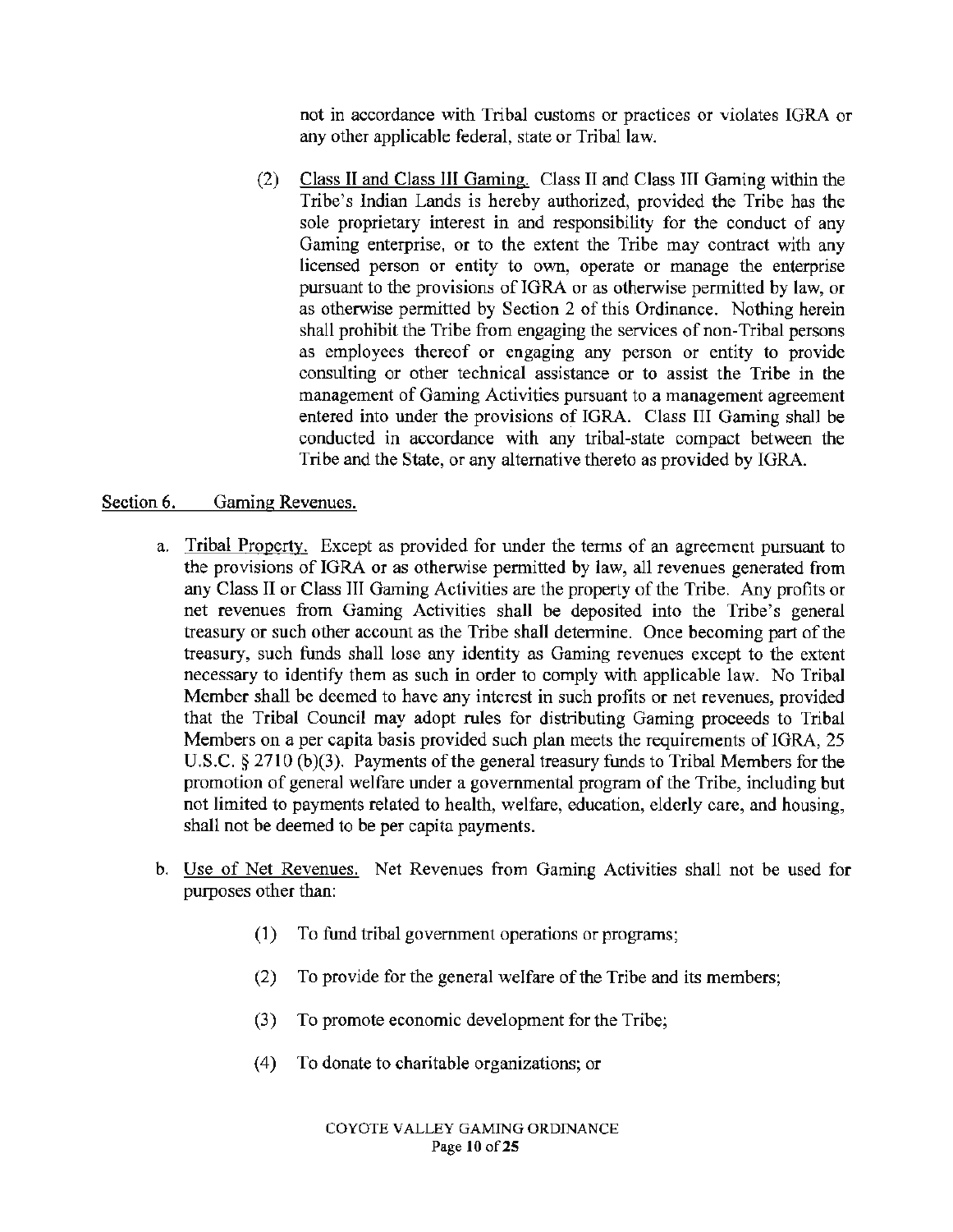not in accordance with Tribal customs or practices or violates IGRA or any other applicable federal, state or Tribal law.

(2) Class II and Class III Gaming. Class II and Class III Gaming within the Tribe's Indian Lands is hereby authorized, provided the Tribe has the sole proprietary interest in and responsibility for the conduct of any Gaming enterprise, or to the extent the Tribe may contract with any licensed person or entity to own, operate or manage the enterprise pursuant to the provisions of IGRA or as otherwise permitted by law, or as otherwise permitted by Section 2 of this Ordinance. Nothing herein shall prohibit the Tribe from engaging the services of non-Tribal persons as employees thereof or engaging any person or entity to provide consulting or other technical assistance or to assist the Tribe in the management of Gaming Activities pursuant to a management agreement entered into under the provisions of IGRA. Class III Gaming shall be conducted in accordance with any tribal-state compact between the Tribe and the State, or any alternative thereto as provided by IGRA.

## Section 6. Gaming Revenues.

a. Tribal Property. Except as provided for under the terms of an agreement pursuant to the provisions of IGRA or as otherwise permitted by law, all revenues generated from any Class II or Class III Gaming Activities are the property of the Tribe. Any profits or net revenues from Gaming Activities shall be deposited into the Tribe's general treasury or such other account as the Tribe shall determine. Once becoming part of the treasury, such funds shall lose any identity as Gaming revenues except to the extent necessary to identify them as such in order to comply with applicable law. No Tribal Member shall be deemed to have any interest in such profits or net revenues, provided that the Tribal Council may adopt rules for distributing Gaming proceeds to Tribal Members on a per capita basis provided such plan meets the requirements of IGRA, 25 U.S.C. § 2710 (b)(3). Payments of the general treasury funds to Tribal Members for the promotion of general welfare under a governmental program of the Tribe, including but not limited to payments related to health, welfare, education, elderly care, and housing, shall not be deemed to be per capita payments.

b. Use of Net Revenues. Net Revenues from Gaming Activities shall not be used for purposes other than:

(1) To fund tribal government operations or programs;

(2) To provide for the general welfare of the Tribe and its members;

(3) To promote economic development for the Tribe;

(4) To donate to charitable organizations; or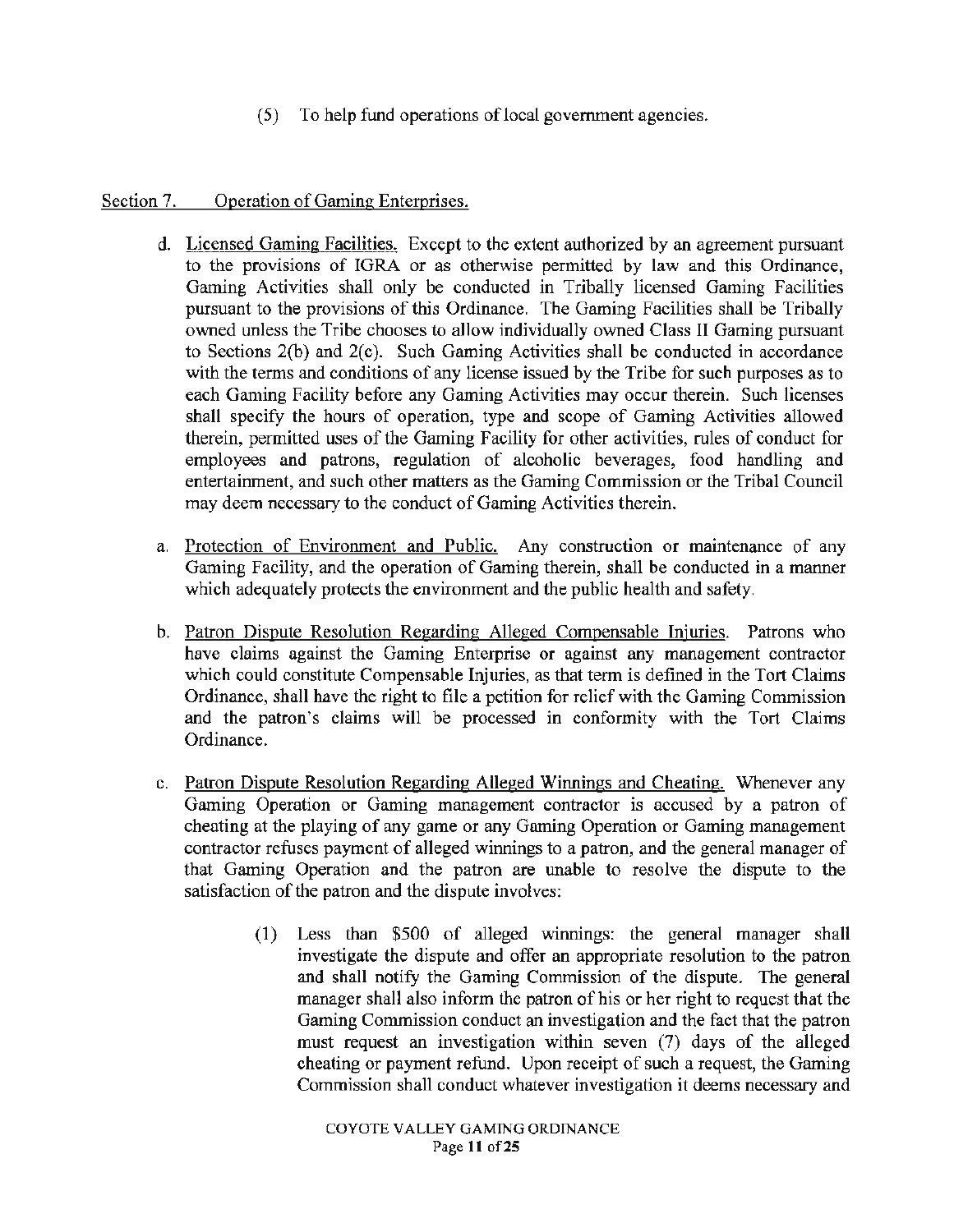(5) To help fund operations of local government agencies.

## Section 7. Operation of Gaming Enterprises.

d. Licensed Gaming Facilities. Except to the extent authorized by an agreement pursuant to the provisions of IGRA or as otherwise permitted by law and this Ordinance, Gaming Activities shall only be conducted in Tribally licensed Gaming Facilities pursuant to the provisions of this Ordinance. The Gaming Facilities shall be Tribally owned unless the Tribe chooses to allow individually owned Class II Gaming pursuant to Sections 2(b) and 2(c). Such Gaming Activities shall be conducted in accordance with the terms and conditions of any license issued by the Tribe for such purposes as to each Gaming Facility before any Gaming Activities may occur therein. Such licenses shall specify the hours of operation, type and scope of Gaming Activities allowed therein, permitted uses of the Gaming Facility for other activities, rules of conduct for employees and patrons, regulation of alcoholic beverages, food handling and entertainment, and such other matters as the Gaming Commission or the Tribal Council may deem necessary to the conduct of Gaming Activities therein.

a. Protection of Environment and Public. Any construction or maintenance of any Gaming Facility, and the operation of Gaming therein, shall be conducted in a manner which adequately protects the environment and the public health and safety.

b. Patron Dispute Resolution Regarding Alleged Compensable Injuries. Patrons who have claims against the Gaming Enterprise or against any management contractor which could constitute Compensable Injuries, as that term is defined in the Tort Claims Ordinance, shall have the right to file a petition for relief with the Gaming Commission and the patron's claims will be processed in conformity with the Tort Claims Ordinance.

c. Patron Dispute Resolution Regarding Alleged Winnings and Cheating. Whenever any Gaming Operation or Gaming management contractor is accused by a patron of cheating at the playing of any game or any Gaming Operation or Gaming management contractor refuses payment of alleged winnings to a patron, and the general manager of that Gaming Operation and the patron are unable to resolve the dispute to the satisfaction of the patron and the dispute involves:

(1) Less than $500 of alleged winnings: the general manager shall investigate the dispute and offer an appropriate resolution to the patron and shall notify the Gaming Commission of the dispute. The general manager shall also inform the patron of his or her right to request that the Gaming Commission conduct an investigation and the fact that the patron must request an investigation within seven (7) days of the alleged cheating or payment refund. Upon receipt of such a request, the Gaming Commission shall conduct whatever investigation it deems necessary and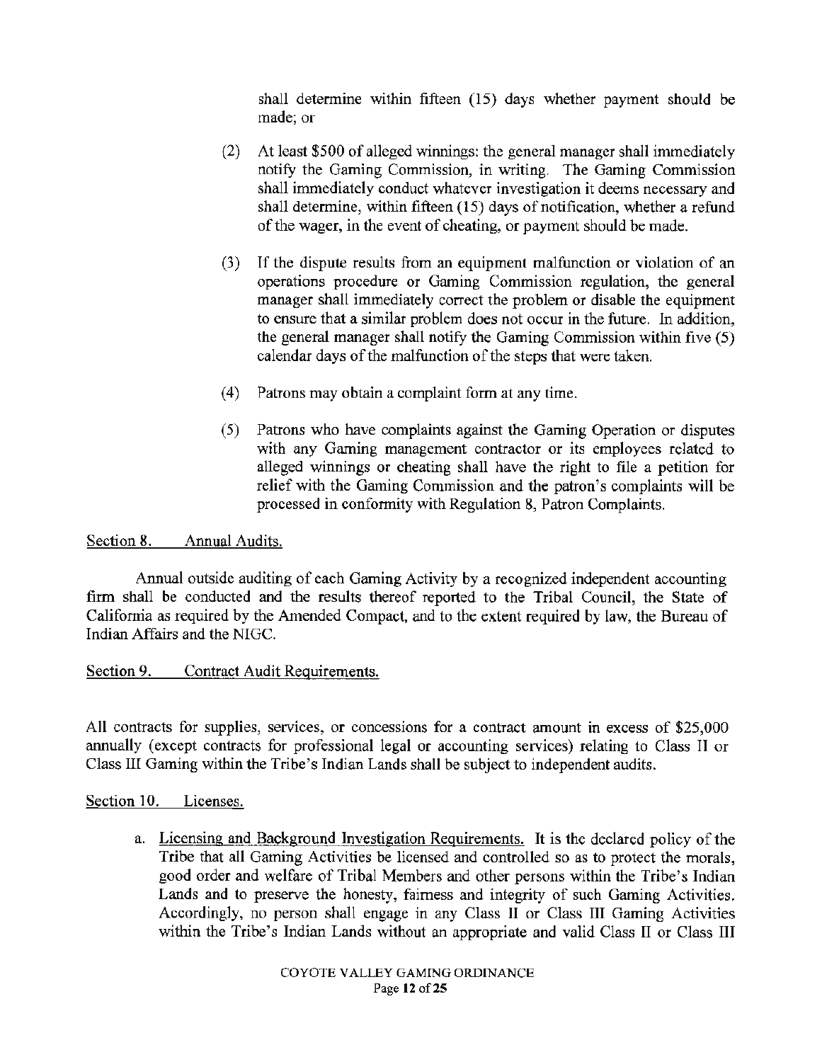shall determine within fifteen (15) days whether payment should be made; or

(2) At least $500 of alleged winnings: the general manager shall immediately notify the Gaming Commission, in writing. The Gaming Commission shall immediately conduct whatever investigation it deems necessary and shall determine, within fifteen (15) days of notification, whether a refund of the wager, in the event of cheating, or payment should be made.

(3) If the dispute results from an equipment malfunction or violation of an operations procedure or Gaming Commission regulation, the general manager shall immediately correct the problem or disable the equipment to ensure that a similar problem does not occur in the future. In addition, the general manager shall notify the Gaming Commission within five (5) calendar days of the malfunction of the steps that were taken.

(4) Patrons may obtain a complaint form at any time.

(5) Patrons who have complaints against the Gaming Operation or disputes with any Gaming management contractor or its employees related to alleged winnings or cheating shall have the right to file a petition for relief with the Gaming Commission and the patron's complaints will be processed in conformity with Regulation 8, Patron Complaints.

Section 8. Annual Audits.

Annual outside auditing of each Gaming Activity by a recognized independent accounting firm shall be conducted and the results thereof reported to the Tribal Council, the State of California as required by the Amended Compact, and to the extent required by law, the Bureau of Indian Affairs and the NIGC.

Section 9. Contract Audit Requirements.

All contracts for supplies, services, or concessions for a contract amount in excess of $25,000 annually (except contracts for professional legal or accounting services) relating to Class II or Class III Gaming within the Tribe's Indian Lands shall be subject to independent audits.

Section 10. Licenses.

a. Licensing and Background Investigation Requirements. It is the declared policy of the Tribe that all Gaming Activities be licensed and controlled so as to protect the morals, good order and welfare of Tribal Members and other persons within the Tribe's Indian Lands and to preserve the honesty, fairness and integrity of such Gaming Activities. Accordingly, no person shall engage in any Class II or Class III Gaming Activities within the Tribe's Indian Lands without an appropriate and valid Class II or Class III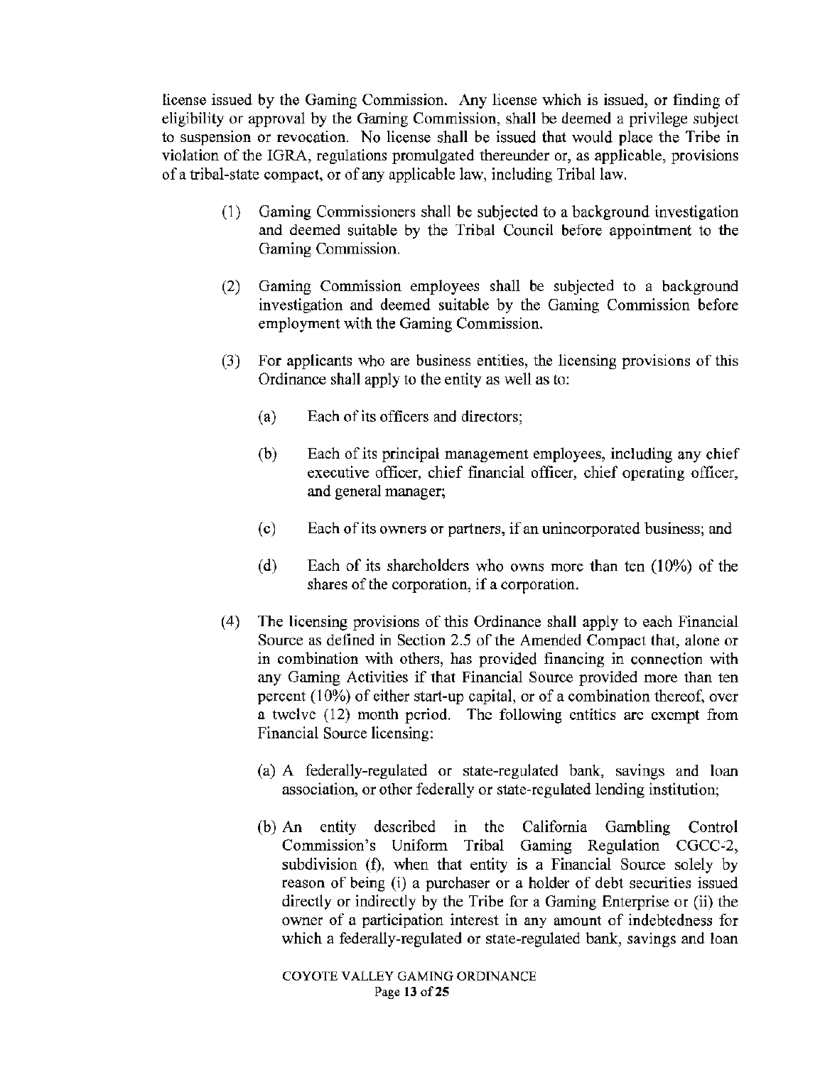license issued by the Gaming Commission. Any license which is issued, or finding of eligibility or approval by the Gaming Commission, shall be deemed a privilege subject to suspension or revocation. No license shall be issued that would place the Tribe in violation of the IGRA, regulations promulgated thereunder or, as applicable, provisions of a tribal-state compact, or of any applicable law, including Tribal law.

(1) Gaming Commissioners shall be subjected to a background investigation and deemed suitable by the Tribal Council before appointment to the Gaming Commission.

(2) Gaming Commission employees shall be subjected to a background investigation and deemed suitable by the Gaming Commission before employment with the Gaming Commission.

(3) For applicants who are business entities, the licensing provisions of this Ordinance shall apply to the entity as well as to:

(a) Each of its officers and directors;

(b) Each of its principal management employees, including any chief executive officer, chief financial officer, chief operating officer, and general manager;

(c) Each of its owners or partners, if an unincorporated business; and

(d) Each of its shareholders who owns more than ten (10%) of the shares of the corporation, if a corporation.

(4) The licensing provisions of this Ordinance shall apply to each Financial Source as defined in Section 2.5 of the Amended Compact that, alone or in combination with others, has provided financing in connection with any Gaming Activities if that Financial Source provided more than ten percent (10%) of either start-up capital, or of a combination thereof, over a twelve (12) month period. The following entities are exempt from Financial Source licensing:

(a) A federally-regulated or state-regulated bank, savings and loan association, or other federally or state-regulated lending institution;

(b) An entity described in the California Gambling Control Commission's Uniform Tribal Gaming Regulation CGCC-2, subdivision (f), when that entity is a Financial Source solely by reason of being (i) a purchaser or a holder of debt securities issued directly or indirectly by the Tribe for a Gaming Enterprise or (ii) the owner of a participation interest in any amount of indebtedness for which a federally-regulated or state-regulated bank, savings and loan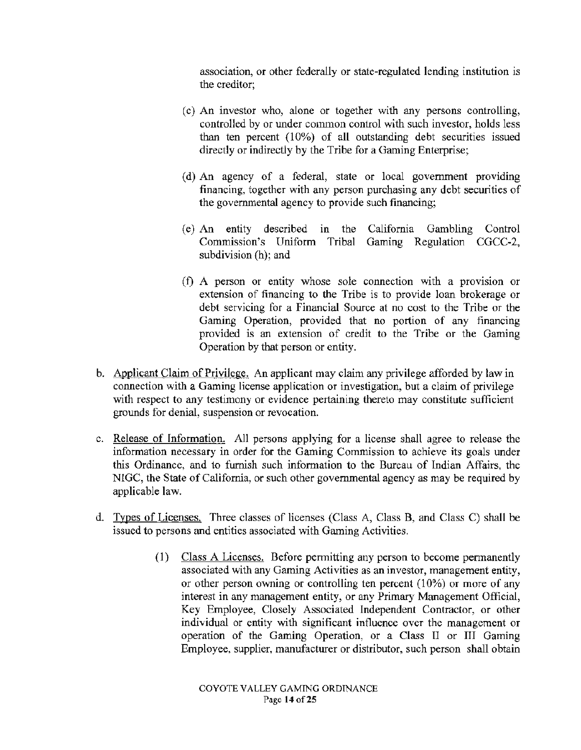association, or other federally or state-regulated lending institution is the creditor;

(c) An investor who, alone or together with any persons controlling, controlled by or under common control with such investor, holds less than ten percent (10%) of all outstanding debt securities issued directly or indirectly by the Tribe for a Gaming Enterprise;

(d) An agency of a federal, state or local government providing financing, together with any person purchasing any debt securities of the governmental agency to provide such financing;

(e) An entity described in the California Gambling Control Commission's Uniform Tribal Gaming Regulation CGCC-2, subdivision (h); and

(f) A person or entity whose sole connection with a provision or extension of financing to the Tribe is to provide loan brokerage or debt servicing for a Financial Source at no cost to the Tribe or the Gaming Operation, provided that no portion of any financing provided is an extension of credit to the Tribe or the Gaming Operation by that person or entity.

b. Applicant Claim of Privilege. An applicant may claim any privilege afforded by law in connection with a Gaming license application or investigation, but a claim of privilege with respect to any testimony or evidence pertaining thereto may constitute sufficient grounds for denial, suspension or revocation.

c. Release of Information. All persons applying for a license shall agree to release the information necessary in order for the Gaming Commission to achieve its goals under this Ordinance, and to furnish such information to the Bureau of Indian Affairs, the NIGC, the State of California, or such other governmental agency as may be required by applicable law.

d. Types of Licenses. Three classes of licenses (Class A, Class B, and Class C) shall be issued to persons and entities associated with Gaming Activities.

(1) Class A Licenses. Before permitting any person to become permanently associated with any Gaming Activities as an investor, management entity, or other person owning or controlling ten percent (10%) or more of any interest in any management entity, or any Primary Management Official, Key Employee, Closely Associated Independent Contractor, or other individual or entity with significant influence over the management or operation of the Gaming Operation, or a Class II or III Gaming Employee, supplier, manufacturer or distributor, such person shall obtain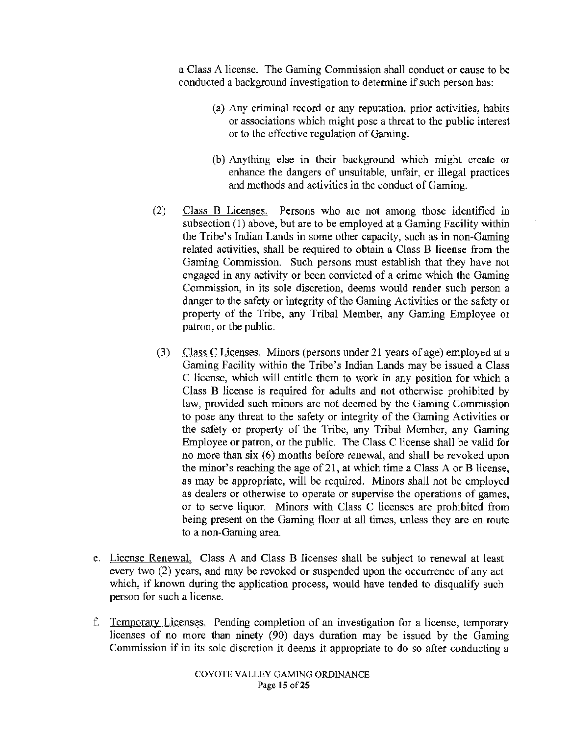a Class A license. The Gaming Commission shall conduct or cause to be conducted a background investigation to determine if such person has:

(a) Any criminal record or any reputation, prior activities, habits or associations which might pose a threat to the public interest or to the effective regulation of Gaming.

(b) Anything else in their background which might create or enhance the dangers of unsuitable, unfair, or illegal practices and methods and activities in the conduct of Gaming.

(2) Class B Licenses. Persons who are not among those identified in subsection (1) above, but are to be employed at a Gaming Facility within the Tribe's Indian Lands in some other capacity, such as in non-Gaming related activities, shall be required to obtain a Class B license from the Gaming Commission. Such persons must establish that they have not engaged in any activity or been convicted of a crime which the Gaming Commission, in its sole discretion, deems would render such person a danger to the safety or integrity of the Gaming Activities or the safety or property of the Tribe, any Tribal Member, any Gaming Employee or patron, or the public.

(3) Class C Licenses. Minors (persons under 21 years of age) employed at a Gaming Facility within the Tribe's Indian Lands may be issued a Class C license, which will entitle them to work in any position for which a Class B license is required for adults and not otherwise prohibited by law, provided such minors are not deemed by the Gaming Commission to pose any threat to the safety or integrity of the Gaming Activities or the safety or property of the Tribe, any Tribal Member, any Gaming Employee or patron, or the public. The Class C license shall be valid for no more than six (6) months before renewal, and shall be revoked upon the minor's reaching the age of 21, at which time a Class A or B license, as may be appropriate, will be required. Minors shall not be employed as dealers or otherwise to operate or supervise the operations of games, or to serve liquor. Minors with Class C licenses are prohibited from being present on the Gaming floor at all times, unless they are en route to a non-Gaming area.

e. License Renewal. Class A and Class B licenses shall be subject to renewal at least every two (2) years, and may be revoked or suspended upon the occurrence of any act which, if known during the application process, would have tended to disqualify such person for such a license.

f. Temporary Licenses. Pending completion of an investigation for a license, temporary licenses of no more than ninety (90) days duration may be issued by the Gaming Commission if in its sole discretion it deems it appropriate to do so after conducting a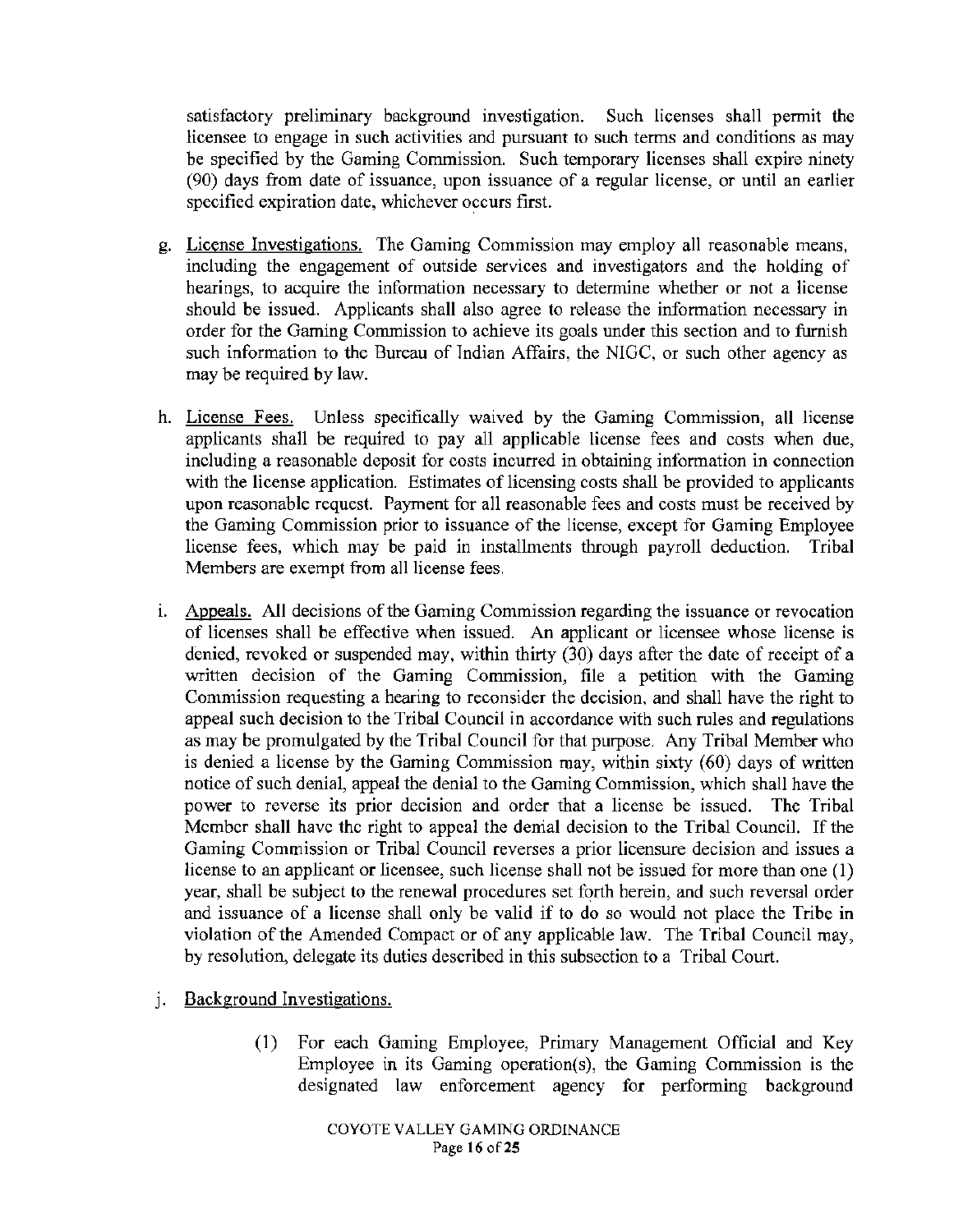satisfactory preliminary background investigation. Such licenses shall permit the licensee to engage in such activities and pursuant to such terms and conditions as may be specified by the Gaming Commission. Such temporary licenses shall expire ninety (90) days from date of issuance, upon issuance of a regular license, or until an earlier specified expiration date, whichever occurs first.

g. <u>License Investigations.</u> The Gaming Commission may employ all reasonable means, including the engagement of outside services and investigators and the holding of hearings, to acquire the information necessary to determine whether or not a license should be issued. Applicants shall also agree to release the information necessary in order for the Gaming Commission to achieve its goals under this section and to furnish such information to the Bureau of Indian Affairs, the NIGC, or such other agency as may be required by law.

h. <u>License Fees.</u> Unless specifically waived by the Gaming Commission, all license applicants shall be required to pay all applicable license fees and costs when due, including a reasonable deposit for costs incurred in obtaining information in connection with the license application. Estimates of licensing costs shall be provided to applicants upon reasonable request. Payment for all reasonable fees and costs must be received by the Gaming Commission prior to issuance of the license, except for Gaming Employee license fees, which may be paid in installments through payroll deduction. Tribal Members are exempt from all license fees.

i. <u>Appeals.</u> All decisions of the Gaming Commission regarding the issuance or revocation of licenses shall be effective when issued. An applicant or licensee whose license is denied, revoked or suspended may, within thirty (30) days after the date of receipt of a written decision of the Gaming Commission, file a petition with the Gaming Commission requesting a hearing to reconsider the decision, and shall have the right to appeal such decision to the Tribal Council in accordance with such rules and regulations as may be promulgated by the Tribal Council for that purpose. Any Tribal Member who is denied a license by the Gaming Commission may, within sixty (60) days of written notice of such denial, appeal the denial to the Gaming Commission, which shall have the power to reverse its prior decision and order that a license be issued. The Tribal Member shall have the right to appeal the denial decision to the Tribal Council. If the Gaming Commission or Tribal Council reverses a prior licensure decision and issues a license to an applicant or licensee, such license shall not be issued for more than one (1) year, shall be subject to the renewal procedures set forth herein, and such reversal order and issuance of a license shall only be valid if to do so would not place the Tribe in violation of the Amended Compact or of any applicable law. The Tribal Council may, by resolution, delegate its duties described in this subsection to a Tribal Court.

j. <u>Background Investigations.</u>

   (1) For each Gaming Employee, Primary Management Official and Key Employee in its Gaming operation(s), the Gaming Commission is the designated law enforcement agency for performing background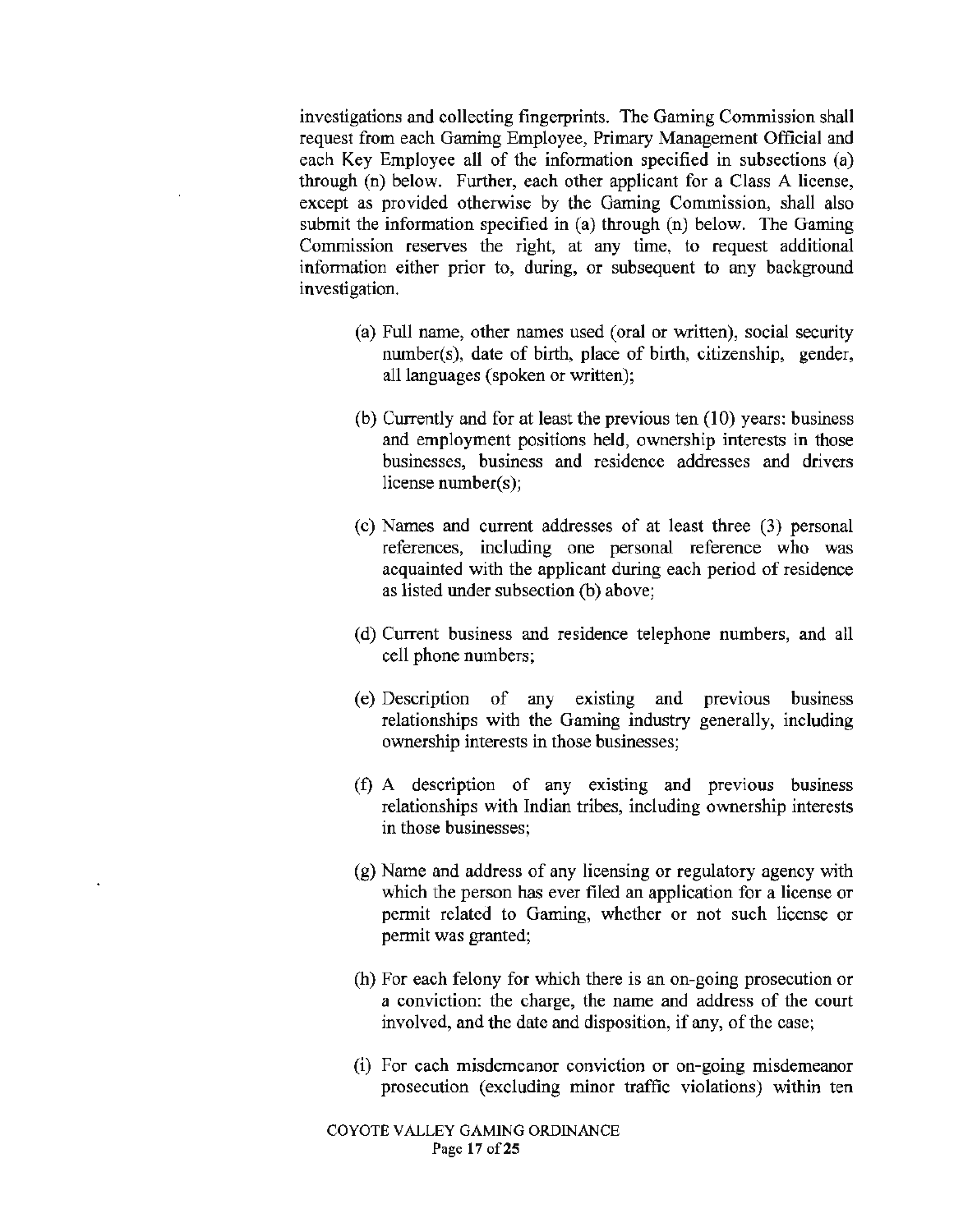investigations and collecting fingerprints. The Gaming Commission shall request from each Gaming Employee, Primary Management Official and each Key Employee all of the information specified in subsections (a) through (n) below. Further, each other applicant for a Class A license, except as provided otherwise by the Gaming Commission, shall also submit the information specified in (a) through (n) below. The Gaming Commission reserves the right, at any time, to request additional information either prior to, during, or subsequent to any background investigation.

(a) Full name, other names used (oral or written), social security number(s), date of birth, place of birth, citizenship, gender, all languages (spoken or written);

(b) Currently and for at least the previous ten (10) years: business and employment positions held, ownership interests in those businesses, business and residence addresses and drivers license number(s);

(c) Names and current addresses of at least three (3) personal references, including one personal reference who was acquainted with the applicant during each period of residence as listed under subsection (b) above;

(d) Current business and residence telephone numbers, and all cell phone numbers;

(e) Description of any existing and previous business relationships with the Gaming industry generally, including ownership interests in those businesses;

(f) A description of any existing and previous business relationships with Indian tribes, including ownership interests in those businesses;

(g) Name and address of any licensing or regulatory agency with which the person has ever filed an application for a license or permit related to Gaming, whether or not such license or permit was granted;

(h) For each felony for which there is an on-going prosecution or a conviction: the charge, the name and address of the court involved, and the date and disposition, if any, of the case;

(i) For each misdemeanor conviction or on-going misdemeanor prosecution (excluding minor traffic violations) within ten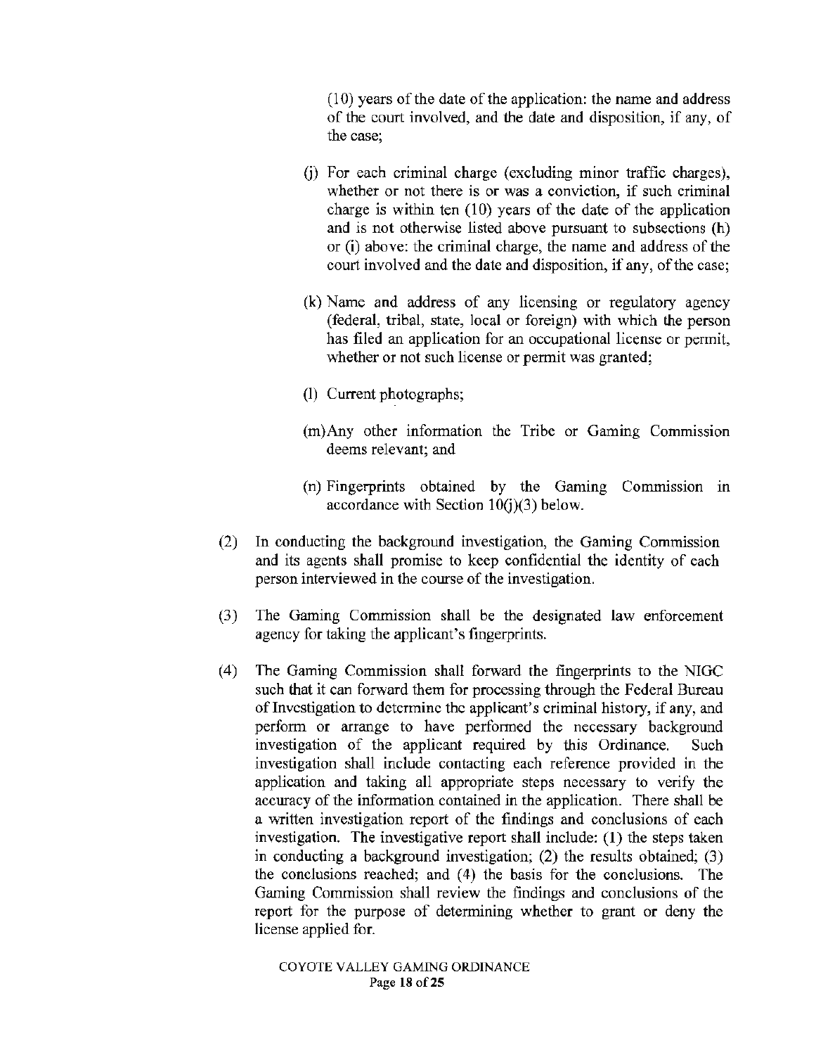(10) years of the date of the application: the name and address of the court involved, and the date and disposition, if any, of the case;

(j) For each criminal charge (excluding minor traffic charges), whether or not there is or was a conviction, if such criminal charge is within ten (10) years of the date of the application and is not otherwise listed above pursuant to subsections (h) or (i) above: the criminal charge, the name and address of the court involved and the date and disposition, if any, of the case;

(k) Name and address of any licensing or regulatory agency (federal, tribal, state, local or foreign) with which the person has filed an application for an occupational license or permit, whether or not such license or permit was granted;

(l) Current photographs;

(m) Any other information the Tribe or Gaming Commission deems relevant; and

(n) Fingerprints obtained by the Gaming Commission in accordance with Section 10(j)(3) below.

(2) In conducting the background investigation, the Gaming Commission and its agents shall promise to keep confidential the identity of each person interviewed in the course of the investigation.

(3) The Gaming Commission shall be the designated law enforcement agency for taking the applicant's fingerprints.

(4) The Gaming Commission shall forward the fingerprints to the NIGC such that it can forward them for processing through the Federal Bureau of Investigation to determine the applicant's criminal history, if any, and perform or arrange to have performed the necessary background investigation of the applicant required by this Ordinance. Such investigation shall include contacting each reference provided in the application and taking all appropriate steps necessary to verify the accuracy of the information contained in the application. There shall be a written investigation report of the findings and conclusions of each investigation. The investigative report shall include: (1) the steps taken in conducting a background investigation; (2) the results obtained; (3) the conclusions reached; and (4) the basis for the conclusions. The Gaming Commission shall review the findings and conclusions of the report for the purpose of determining whether to grant or deny the license applied for.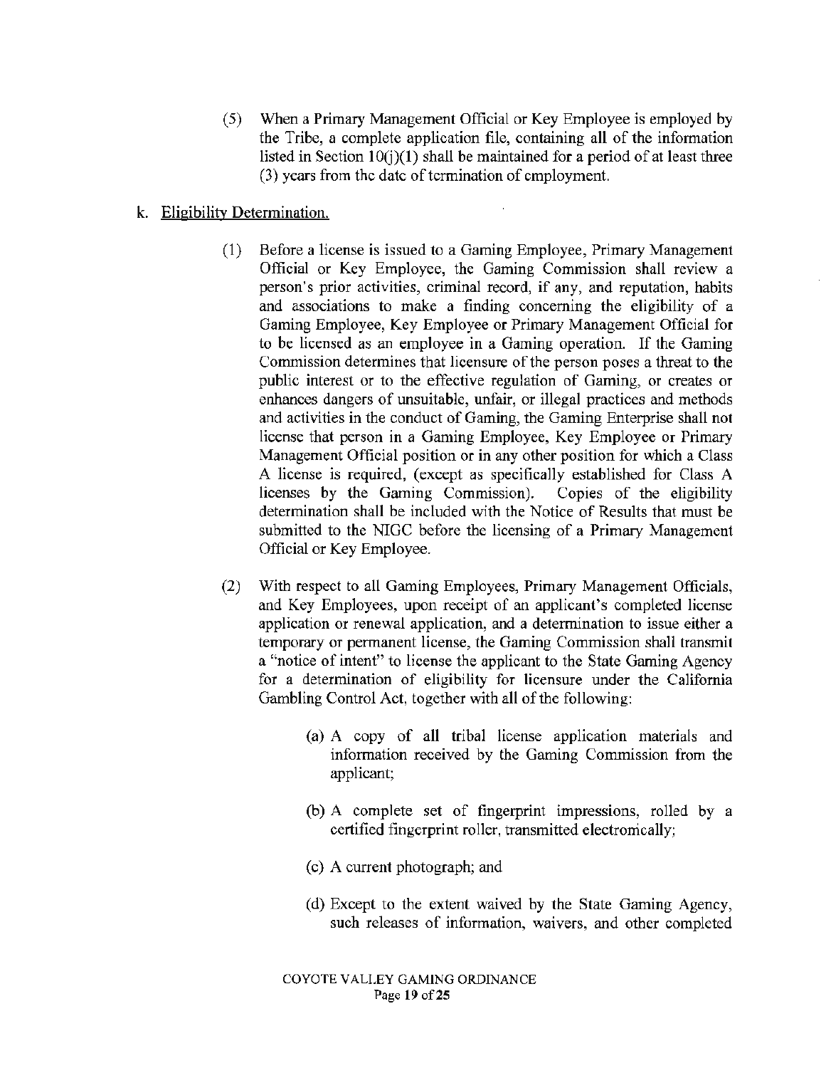(5) When a Primary Management Official or Key Employee is employed by the Tribe, a complete application file, containing all of the information listed in Section 10(j)(1) shall be maintained for a period of at least three (3) years from the date of termination of employment.

k. Eligibility Determination.

(1) Before a license is issued to a Gaming Employee, Primary Management Official or Key Employee, the Gaming Commission shall review a person's prior activities, criminal record, if any, and reputation, habits and associations to make a finding concerning the eligibility of a Gaming Employee, Key Employee or Primary Management Official for to be licensed as an employee in a Gaming operation. If the Gaming Commission determines that licensure of the person poses a threat to the public interest or to the effective regulation of Gaming, or creates or enhances dangers of unsuitable, unfair, or illegal practices and methods and activities in the conduct of Gaming, the Gaming Enterprise shall not license that person in a Gaming Employee, Key Employee or Primary Management Official position or in any other position for which a Class A license is required, (except as specifically established for Class A licenses by the Gaming Commission). Copies of the eligibility determination shall be included with the Notice of Results that must be submitted to the NIGC before the licensing of a Primary Management Official or Key Employee.

(2) With respect to all Gaming Employees, Primary Management Officials, and Key Employees, upon receipt of an applicant's completed license application or renewal application, and a determination to issue either a temporary or permanent license, the Gaming Commission shall transmit a "notice of intent" to license the applicant to the State Gaming Agency for a determination of eligibility for licensure under the California Gambling Control Act, together with all of the following:

(a) A copy of all tribal license application materials and information received by the Gaming Commission from the applicant;

(b) A complete set of fingerprint impressions, rolled by a certified fingerprint roller, transmitted electronically;

(c) A current photograph; and

(d) Except to the extent waived by the State Gaming Agency, such releases of information, waivers, and other completed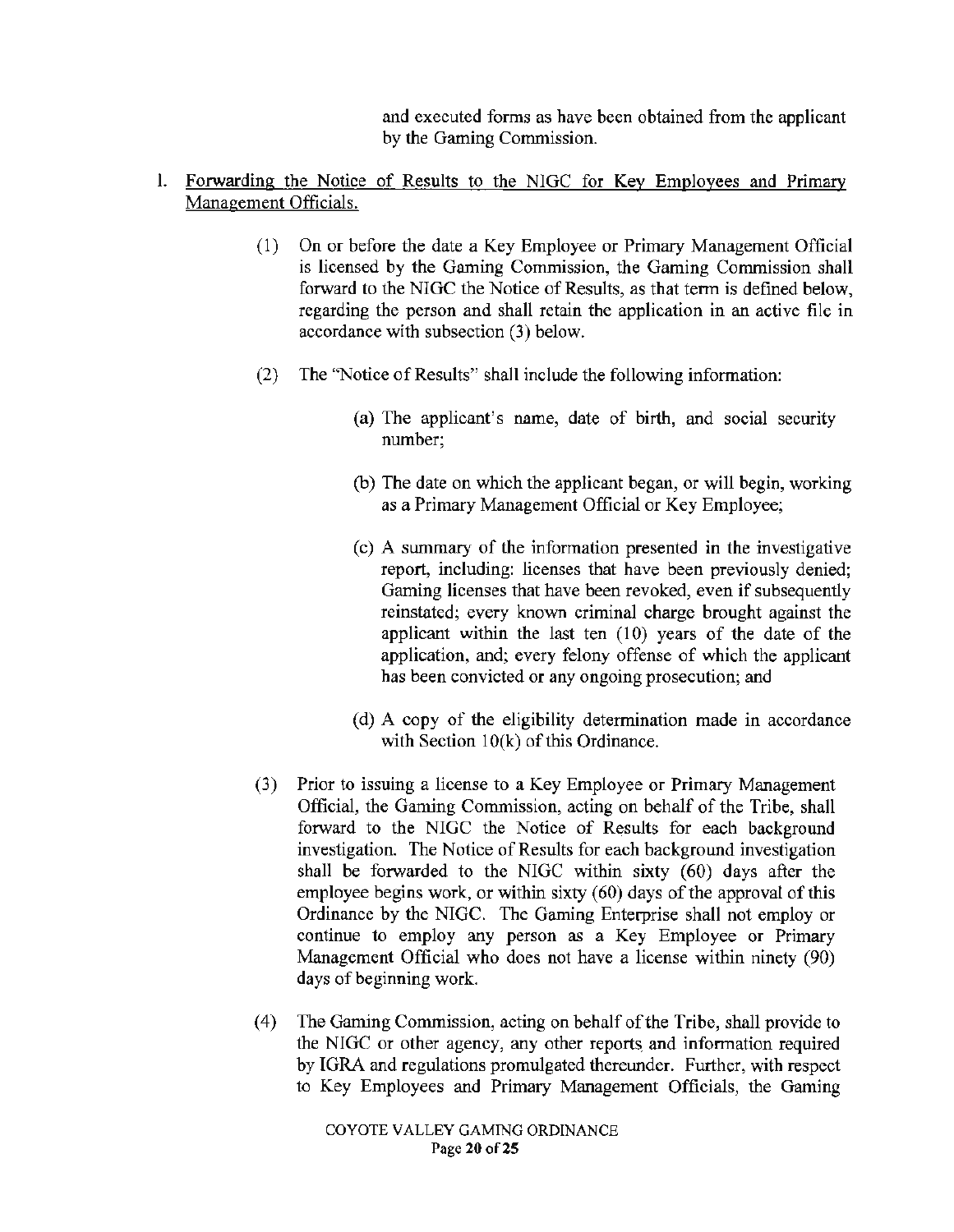and executed forms as have been obtained from the applicant by the Gaming Commission.

l. <u>Forwarding the Notice of Results to the NIGC for Key Employees and Primary Management Officials.</u>

(1) On or before the date a Key Employee or Primary Management Official is licensed by the Gaming Commission, the Gaming Commission shall forward to the NIGC the Notice of Results, as that term is defined below, regarding the person and shall retain the application in an active file in accordance with subsection (3) below.

(2) The "Notice of Results" shall include the following information:

(a) The applicant's name, date of birth, and social security number;

(b) The date on which the applicant began, or will begin, working as a Primary Management Official or Key Employee;

(c) A summary of the information presented in the investigative report, including: licenses that have been previously denied; Gaming licenses that have been revoked, even if subsequently reinstated; every known criminal charge brought against the applicant within the last ten (10) years of the date of the application, and; every felony offense of which the applicant has been convicted or any ongoing prosecution; and

(d) A copy of the eligibility determination made in accordance with Section 10(k) of this Ordinance.

(3) Prior to issuing a license to a Key Employee or Primary Management Official, the Gaming Commission, acting on behalf of the Tribe, shall forward to the NIGC the Notice of Results for each background investigation. The Notice of Results for each background investigation shall be forwarded to the NIGC within sixty (60) days after the employee begins work, or within sixty (60) days of the approval of this Ordinance by the NIGC. The Gaming Enterprise shall not employ or continue to employ any person as a Key Employee or Primary Management Official who does not have a license within ninety (90) days of beginning work.

(4) The Gaming Commission, acting on behalf of the Tribe, shall provide to the NIGC or other agency, any other reports and information required by IGRA and regulations promulgated thereunder. Further, with respect to Key Employees and Primary Management Officials, the Gaming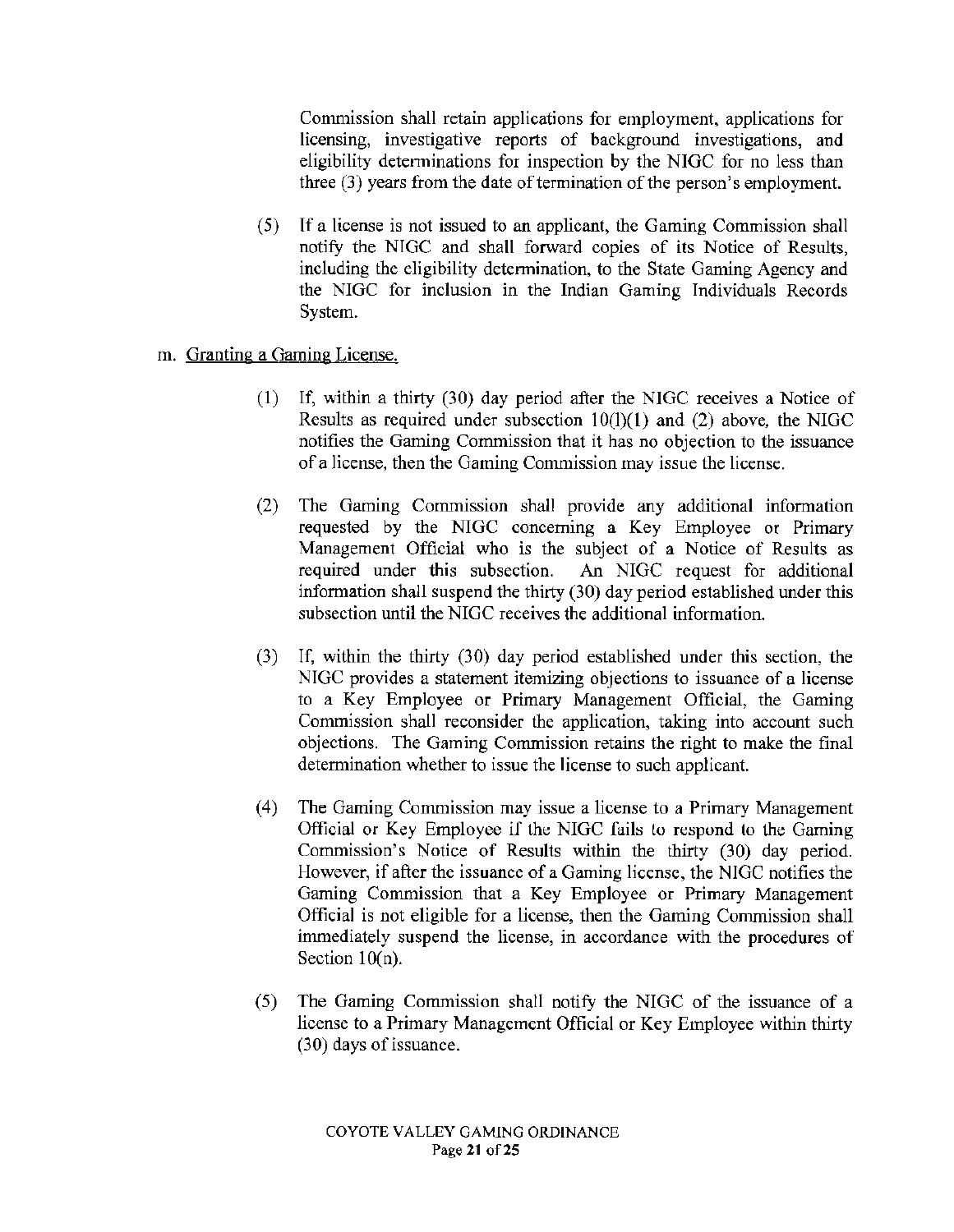Commission shall retain applications for employment, applications for licensing, investigative reports of background investigations, and eligibility determinations for inspection by the NIGC for no less than three (3) years from the date of termination of the person's employment.

(5) If a license is not issued to an applicant, the Gaming Commission shall notify the NIGC and shall forward copies of its Notice of Results, including the eligibility determination, to the State Gaming Agency and the NIGC for inclusion in the Indian Gaming Individuals Records System.

m. Granting a Gaming License.

(1) If, within a thirty (30) day period after the NIGC receives a Notice of Results as required under subsection 10(l)(1) and (2) above, the NIGC notifies the Gaming Commission that it has no objection to the issuance of a license, then the Gaming Commission may issue the license.

(2) The Gaming Commission shall provide any additional information requested by the NIGC concerning a Key Employee or Primary Management Official who is the subject of a Notice of Results as required under this subsection. An NIGC request for additional information shall suspend the thirty (30) day period established under this subsection until the NIGC receives the additional information.

(3) If, within the thirty (30) day period established under this section, the NIGC provides a statement itemizing objections to issuance of a license to a Key Employee or Primary Management Official, the Gaming Commission shall reconsider the application, taking into account such objections. The Gaming Commission retains the right to make the final determination whether to issue the license to such applicant.

(4) The Gaming Commission may issue a license to a Primary Management Official or Key Employee if the NIGC fails to respond to the Gaming Commission's Notice of Results within the thirty (30) day period. However, if after the issuance of a Gaming license, the NIGC notifies the Gaming Commission that a Key Employee or Primary Management Official is not eligible for a license, then the Gaming Commission shall immediately suspend the license, in accordance with the procedures of Section 10(n).

(5) The Gaming Commission shall notify the NIGC of the issuance of a license to a Primary Management Official or Key Employee within thirty (30) days of issuance.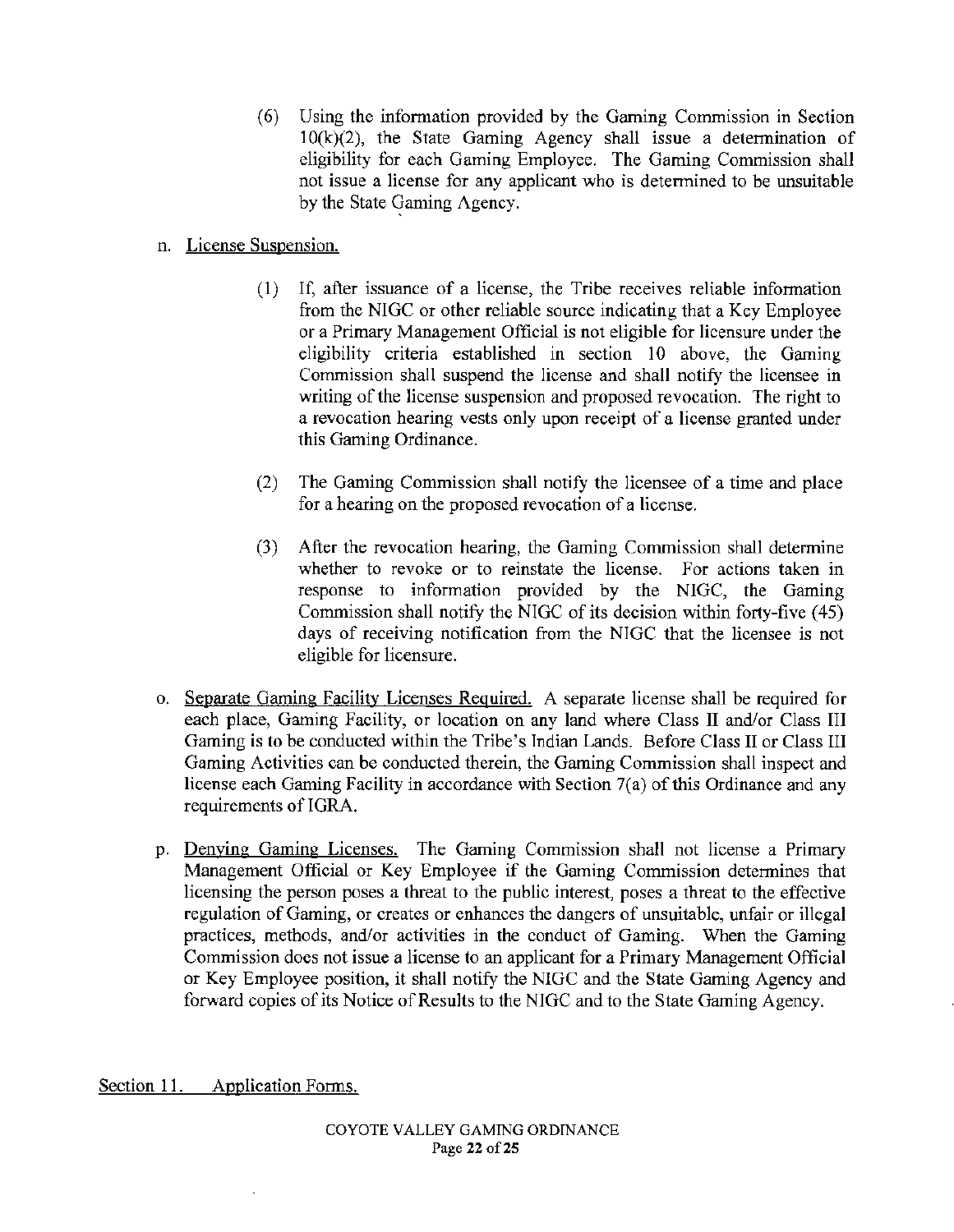(6) Using the information provided by the Gaming Commission in Section 10(k)(2), the State Gaming Agency shall issue a determination of eligibility for each Gaming Employee. The Gaming Commission shall not issue a license for any applicant who is determined to be unsuitable by the State Gaming Agency.

n. License Suspension.

(1) If, after issuance of a license, the Tribe receives reliable information from the NIGC or other reliable source indicating that a Key Employee or a Primary Management Official is not eligible for licensure under the eligibility criteria established in section 10 above, the Gaming Commission shall suspend the license and shall notify the licensee in writing of the license suspension and proposed revocation. The right to a revocation hearing vests only upon receipt of a license granted under this Gaming Ordinance.

(2) The Gaming Commission shall notify the licensee of a time and place for a hearing on the proposed revocation of a license.

(3) After the revocation hearing, the Gaming Commission shall determine whether to revoke or to reinstate the license. For actions taken in response to information provided by the NIGC, the Gaming Commission shall notify the NIGC of its decision within forty-five (45) days of receiving notification from the NIGC that the licensee is not eligible for licensure.

o. Separate Gaming Facility Licenses Required. A separate license shall be required for each place, Gaming Facility, or location on any land where Class II and/or Class III Gaming is to be conducted within the Tribe's Indian Lands. Before Class II or Class III Gaming Activities can be conducted therein, the Gaming Commission shall inspect and license each Gaming Facility in accordance with Section 7(a) of this Ordinance and any requirements of IGRA.

p. Denying Gaming Licenses. The Gaming Commission shall not license a Primary Management Official or Key Employee if the Gaming Commission determines that licensing the person poses a threat to the public interest, poses a threat to the effective regulation of Gaming, or creates or enhances the dangers of unsuitable, unfair or illegal practices, methods, and/or activities in the conduct of Gaming. When the Gaming Commission does not issue a license to an applicant for a Primary Management Official or Key Employee position, it shall notify the NIGC and the State Gaming Agency and forward copies of its Notice of Results to the NIGC and to the State Gaming Agency.

## Section 11. Application Forms.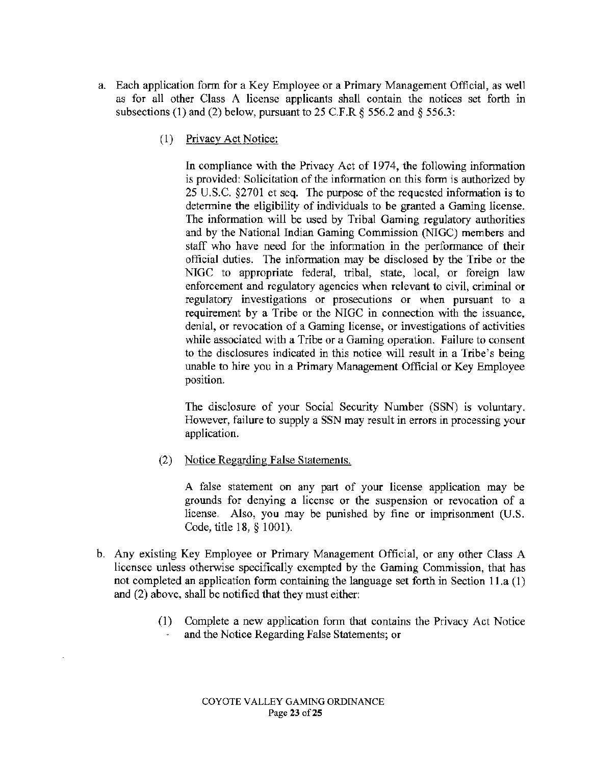a. Each application form for a Key Employee or a Primary Management Official, as well as for all other Class A license applicants shall contain the notices set forth in subsections (1) and (2) below, pursuant to 25 C.F.R § 556.2 and § 556.3:

   (1) Privacy Act Notice:

   In compliance with the Privacy Act of 1974, the following information is provided: Solicitation of the information on this form is authorized by 25 U.S.C. §2701 et seq. The purpose of the requested information is to determine the eligibility of individuals to be granted a Gaming license. The information will be used by Tribal Gaming regulatory authorities and by the National Indian Gaming Commission (NIGC) members and staff who have need for the information in the performance of their official duties. The information may be disclosed by the Tribe or the NIGC to appropriate federal, tribal, state, local, or foreign law enforcement and regulatory agencies when relevant to civil, criminal or regulatory investigations or prosecutions or when pursuant to a requirement by a Tribe or the NIGC in connection with the issuance, denial, or revocation of a Gaming license, or investigations of activities while associated with a Tribe or a Gaming operation. Failure to consent to the disclosures indicated in this notice will result in a Tribe's being unable to hire you in a Primary Management Official or Key Employee position.

   The disclosure of your Social Security Number (SSN) is voluntary. However, failure to supply a SSN may result in errors in processing your application.

   (2) Notice Regarding False Statements.

   A false statement on any part of your license application may be grounds for denying a license or the suspension or revocation of a license. Also, you may be punished by fine or imprisonment (U.S. Code, title 18, § 1001).

b. Any existing Key Employee or Primary Management Official, or any other Class A licensee unless otherwise specifically exempted by the Gaming Commission, that has not completed an application form containing the language set forth in Section 11.a (1) and (2) above, shall be notified that they must either:

   (1) Complete a new application form that contains the Privacy Act Notice and the Notice Regarding False Statements; or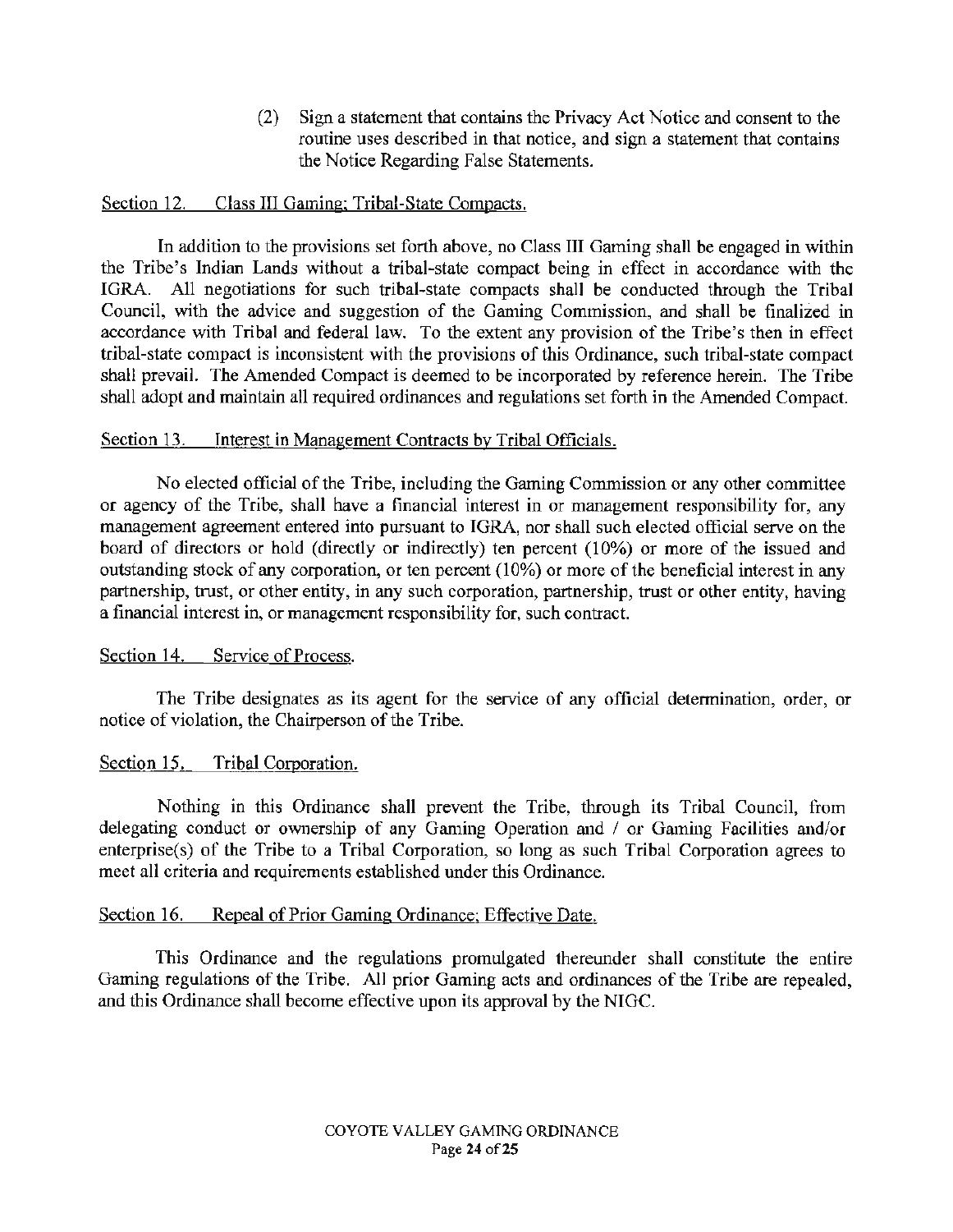(2) Sign a statement that contains the Privacy Act Notice and consent to the routine uses described in that notice, and sign a statement that contains the Notice Regarding False Statements.

Section 12. Class III Gaming; Tribal-State Compacts.

In addition to the provisions set forth above, no Class III Gaming shall be engaged in within the Tribe's Indian Lands without a tribal-state compact being in effect in accordance with the IGRA. All negotiations for such tribal-state compacts shall be conducted through the Tribal Council, with the advice and suggestion of the Gaming Commission, and shall be finalized in accordance with Tribal and federal law. To the extent any provision of the Tribe's then in effect tribal-state compact is inconsistent with the provisions of this Ordinance, such tribal-state compact shall prevail. The Amended Compact is deemed to be incorporated by reference herein. The Tribe shall adopt and maintain all required ordinances and regulations set forth in the Amended Compact.

Section 13. Interest in Management Contracts by Tribal Officials.

No elected official of the Tribe, including the Gaming Commission or any other committee or agency of the Tribe, shall have a financial interest in or management responsibility for, any management agreement entered into pursuant to IGRA, nor shall such elected official serve on the board of directors or hold (directly or indirectly) ten percent (10%) or more of the issued and outstanding stock of any corporation, or ten percent (10%) or more of the beneficial interest in any partnership, trust, or other entity, in any such corporation, partnership, trust or other entity, having a financial interest in, or management responsibility for, such contract.

Section 14. Service of Process.

The Tribe designates as its agent for the service of any official determination, order, or notice of violation, the Chairperson of the Tribe.

Section 15. Tribal Corporation.

Nothing in this Ordinance shall prevent the Tribe, through its Tribal Council, from delegating conduct or ownership of any Gaming Operation and / or Gaming Facilities and/or enterprise(s) of the Tribe to a Tribal Corporation, so long as such Tribal Corporation agrees to meet all criteria and requirements established under this Ordinance.

Section 16. Repeal of Prior Gaming Ordinance; Effective Date.

This Ordinance and the regulations promulgated thereunder shall constitute the entire Gaming regulations of the Tribe. All prior Gaming acts and ordinances of the Tribe are repealed, and this Ordinance shall become effective upon its approval by the NIGC.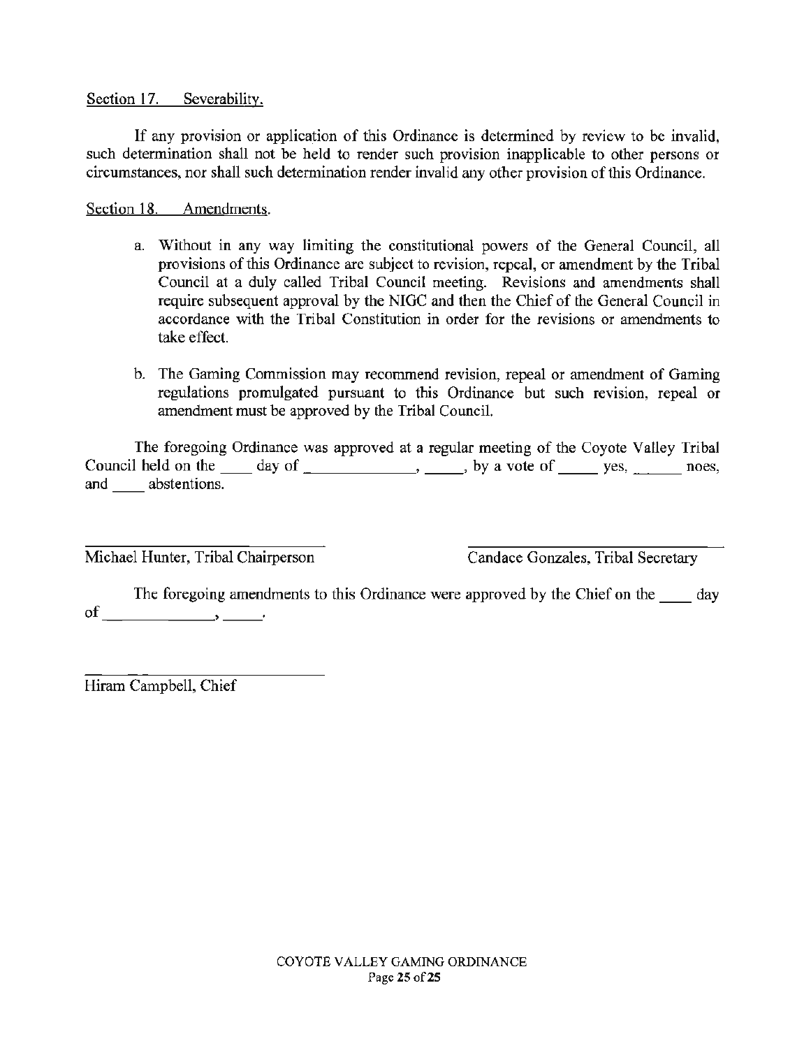Section 17. Severability.

If any provision or application of this Ordinance is determined by review to be invalid, such determination shall not be held to render such provision inapplicable to other persons or circumstances, nor shall such determination render invalid any other provision of this Ordinance.

Section 18. Amendments.

a. Without in any way limiting the constitutional powers of the General Council, all provisions of this Ordinance are subject to revision, repeal, or amendment by the Tribal Council at a duly called Tribal Council meeting. Revisions and amendments shall require subsequent approval by the NIGC and then the Chief of the General Council in accordance with the Tribal Constitution in order for the revisions or amendments to take effect.

b. The Gaming Commission may recommend revision, repeal or amendment of Gaming regulations promulgated pursuant to this Ordinance but such revision, repeal or amendment must be approved by the Tribal Council.

The foregoing Ordinance was approved at a regular meeting of the Coyote Valley Tribal Council held on the ____ day of ____________, _____, by a vote of _____ yes, ______ noes, and ____ abstentions.

______________________________
Michael Hunter, Tribal Chairperson

______________________________
Candace Gonzales, Tribal Secretary

The foregoing amendments to this Ordinance were approved by the Chief on the ____ day of ____________, _____.

______________________________
Hiram Campbell, Chief